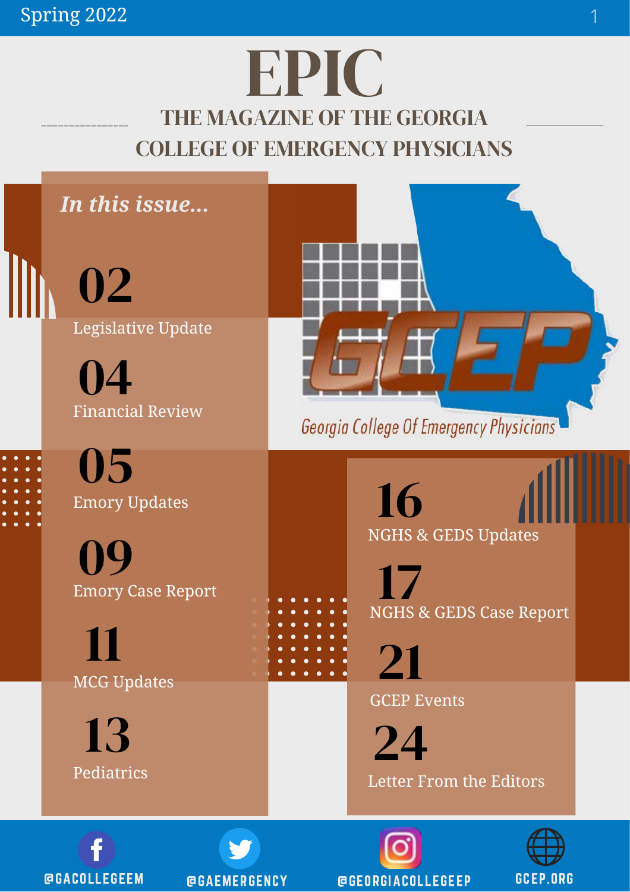Spring 2022

# EPIC

## THE MAGAZINE OF THE GEORGIA COLLEGE OF EMERGENCY PHYSICIANS

*In this issue...*

**02** Legislative Update

**04** Financial Review

**05** Emory Updates

**09** Emory Case Report

**11** MCG Updates

**13** Pediatrics

**16** NGHS & GEDS Updates

**17** NGHS & GEDS Case Report

**21** GCEP Events

**24** Letter From the Editors

Georgia College Of Emergency Physicians

@GACOLLEGEEM

@GAEMERGENCY

@GEORGIACOLLEGEEP

GCEP.ORG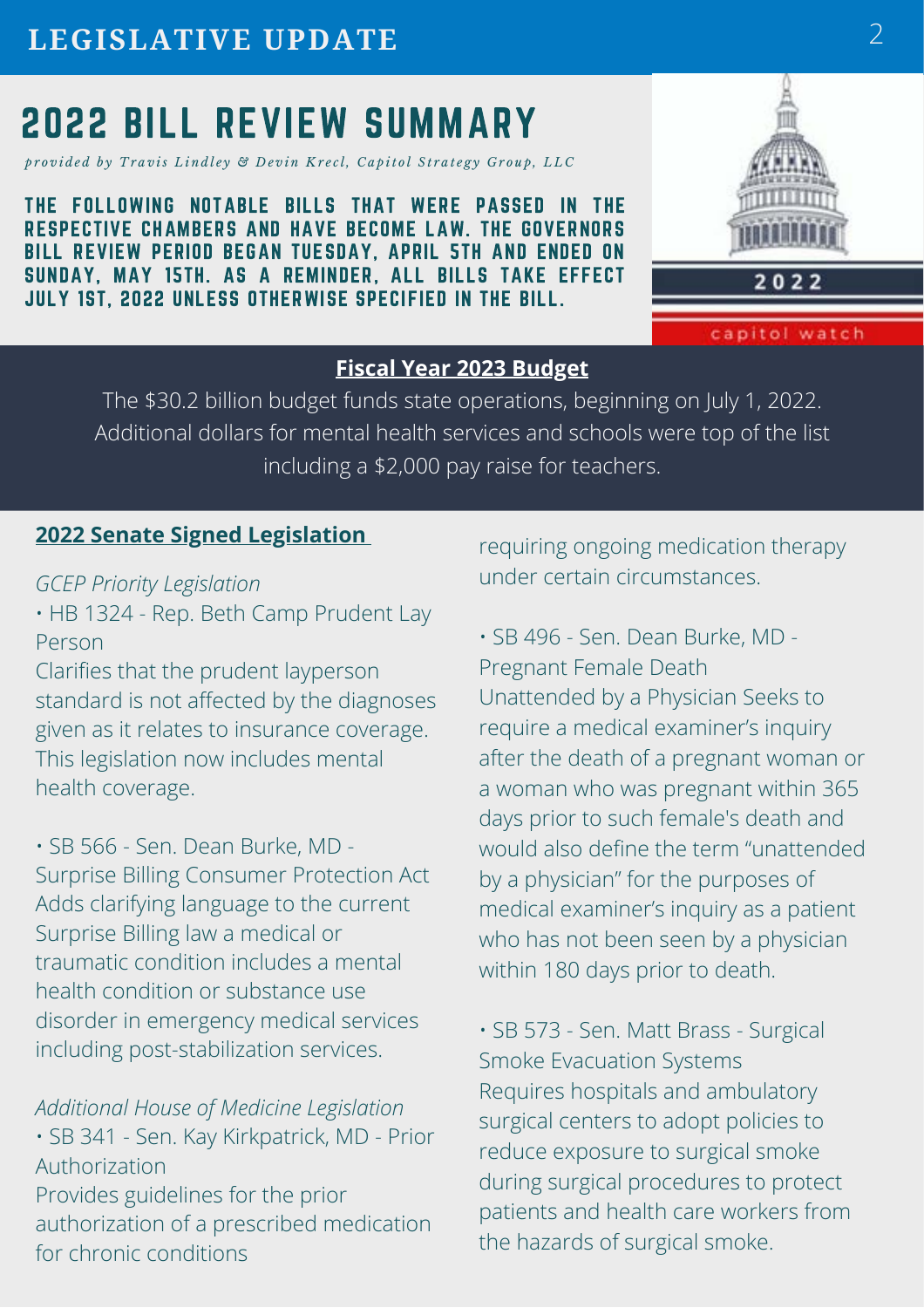# 2022 BILL REVIEW SUMMARY

*provided by Travis Lindley & Devin Krecl, Capitol Strategy Group, LLC*

**THE FOLLOWING NOTABLE BILLS THAT WERE PASSED IN THE RESPECTIVE CHAMBERS AND HAVE BECOME LAW. THE GOVERNORS BILL REVIEW PERIOD BEGAN TUESDAY, APRIL 5TH AND ENDED ON SUNDAY, MAY 15TH. AS A REMINDER, ALL BILLS TAKE EFFECT JULY 1ST, 2022 UNLESS OTHERWISE SPECIFIED IN THE BILL.**

## Fiscal Year 2023 Budget

The $30.2 billion budget funds state operations, beginning on July 1, 2022. Additional dollars for mental health services and schools were top of the list including a $2,000 pay raise for teachers.

## 2022 Senate Signed Legislation

*GCEP Priority Legislation*

• HB 1324 - Rep. Beth Camp Prudent Lay Person
Clarifies that the prudent layperson standard is not affected by the diagnoses given as it relates to insurance coverage. This legislation now includes mental health coverage.

• SB 566 - Sen. Dean Burke, MD - Surprise Billing Consumer Protection Act
Adds clarifying language to the current Surprise Billing law a medical or traumatic condition includes a mental health condition or substance use disorder in emergency medical services including post-stabilization services.

*Additional House of Medicine Legislation*

• SB 341 - Sen. Kay Kirkpatrick, MD - Prior Authorization
Provides guidelines for the prior authorization of a prescribed medication for chronic conditions requiring ongoing medication therapy under certain circumstances.

• SB 496 - Sen. Dean Burke, MD - Pregnant Female Death
Unattended by a Physician Seeks to require a medical examiner's inquiry after the death of a pregnant woman or a woman who was pregnant within 365 days prior to such female's death and would also define the term "unattended by a physician" for the purposes of medical examiner's inquiry as a patient who has not been seen by a physician within 180 days prior to death.

• SB 573 - Sen. Matt Brass - Surgical Smoke Evacuation Systems
Requires hospitals and ambulatory surgical centers to adopt policies to reduce exposure to surgical smoke during surgical procedures to protect patients and health care workers from the hazards of surgical smoke.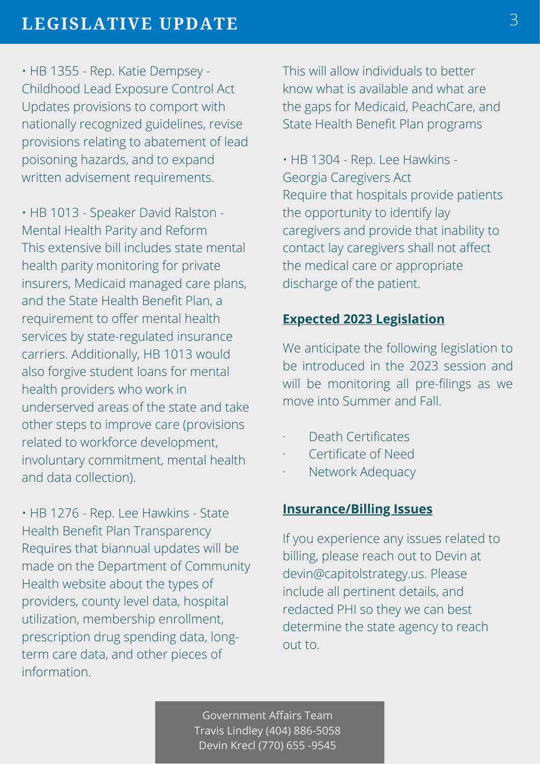# LEGISLATIVE UPDATE

• HB 1355 - Rep. Katie Dempsey - Childhood Lead Exposure Control Act
Updates provisions to comport with nationally recognized guidelines, revise provisions relating to abatement of lead poisoning hazards, and to expand written advisement requirements.

• HB 1013 - Speaker David Ralston - Mental Health Parity and Reform
This extensive bill includes state mental health parity monitoring for private insurers, Medicaid managed care plans, and the State Health Benefit Plan, a requirement to offer mental health services by state-regulated insurance carriers. Additionally, HB 1013 would also forgive student loans for mental health providers who work in underserved areas of the state and take other steps to improve care (provisions related to workforce development, involuntary commitment, mental health and data collection).

• HB 1276 - Rep. Lee Hawkins - State Health Benefit Plan Transparency
Requires that biannual updates will be made on the Department of Community Health website about the types of providers, county level data, hospital utilization, membership enrollment, prescription drug spending data, long-term care data, and other pieces of information. This will allow individuals to better know what is available and what are the gaps for Medicaid, PeachCare, and State Health Benefit Plan programs

• HB 1304 - Rep. Lee Hawkins - Georgia Caregivers Act
Require that hospitals provide patients the opportunity to identify lay caregivers and provide that inability to contact lay caregivers shall not affect the medical care or appropriate discharge of the patient.

## Expected 2023 Legislation

We anticipate the following legislation to be introduced in the 2023 session and will be monitoring all pre-filings as we move into Summer and Fall.

- Death Certificates
- Certificate of Need
- Network Adequacy

## Insurance/Billing Issues

If you experience any issues related to billing, please reach out to Devin at devin@capitolstrategy.us. Please include all pertinent details, and redacted PHI so they we can best determine the state agency to reach out to.

Government Affairs Team
Travis Lindley (404) 886-5058
Devin Krecl (770) 655 -9545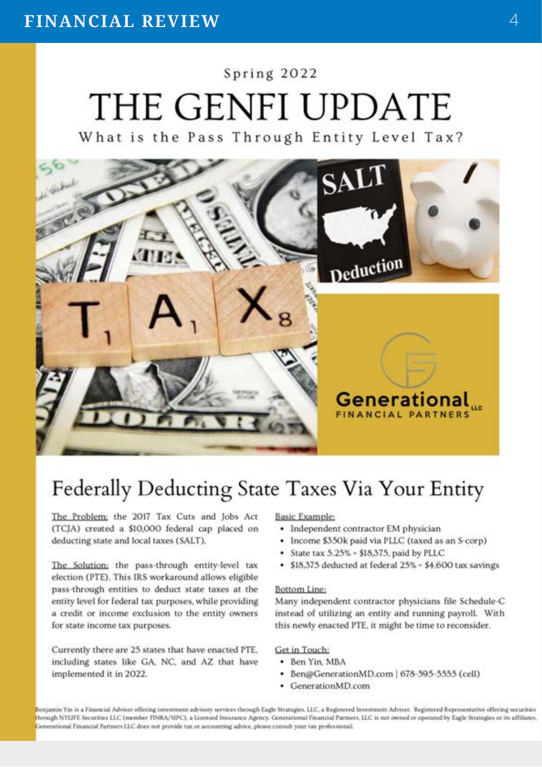Spring 2022

# THE GENFI UPDATE

What is the Pass Through Entity Level Tax?

## Federally Deducting State Taxes Via Your Entity

The Problem: the 2017 Tax Cuts and Jobs Act (TCJA) created a $10,000 federal cap placed on deducting state and local taxes (SALT).

The Solution: the pass-through entity-level tax election (PTE). This IRS workaround allows eligible pass-through entities to deduct state taxes at the entity level for federal tax purposes, while providing a credit or income exclusion to the entity owners for state income tax purposes.

Currently there are 25 states that have enacted PTE, including states like GA, NC, and AZ that have implemented it in 2022.

Basic Example:

- Independent contractor EM physician
- Income $350k paid via PLLC (taxed as an S-corp)
- State tax 5.25% = $18,375, paid by PLLC
- $18,375 deducted at federal 25% = $4,600 tax savings

Bottom Line:

Many independent contractor physicians file Schedule-C instead of utilizing an entity and running payroll. With this newly enacted PTE, it might be time to reconsider.

Get in Touch:

- Ben Yin, MBA
- Ben@GenerationMD.com | 678-595-5555 (cell)
- GenerationMD.com

Benjamin Yin is a Financial Adviser offering investment advisory services through Eagle Strategies, LLC, a Registered Investment Adviser. Registered Representative offering securities through NYLIFE Securities LLC (member FINRA/SIPC), a Licensed Insurance Agency. Generational Financial Partners, LLC is not owned or operated by Eagle Strategies or its affiliates. Generational Financial Partners LLC does not provide tax or accounting advice, please consult your tax professional.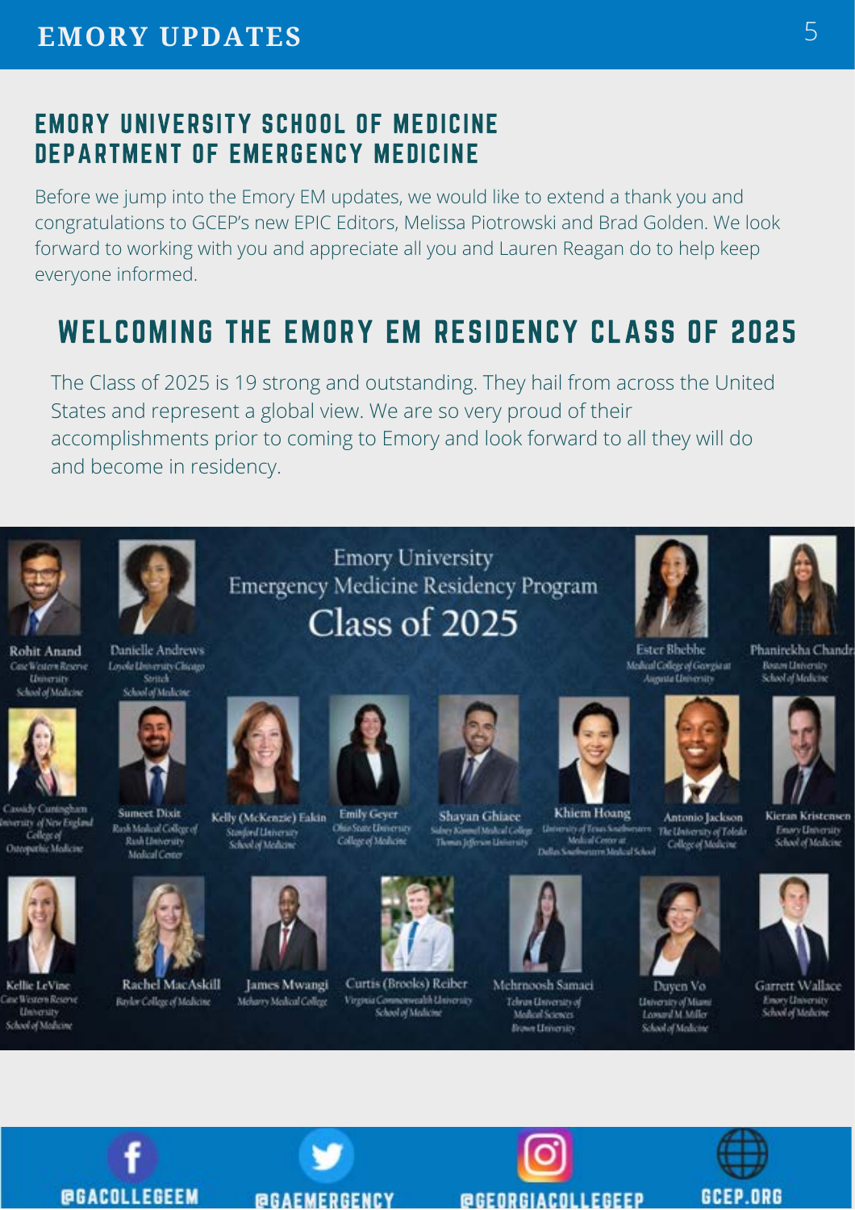## EMORY UNIVERSITY SCHOOL OF MEDICINE DEPARTMENT OF EMERGENCY MEDICINE

Before we jump into the Emory EM updates, we would like to extend a thank you and congratulations to GCEP's new EPIC Editors, Melissa Piotrowski and Brad Golden. We look forward to working with you and appreciate all you and Lauren Reagan do to help keep everyone informed.

## WELCOMING THE EMORY EM RESIDENCY CLASS OF 2025

The Class of 2025 is 19 strong and outstanding. They hail from across the United States and represent a global view. We are so very proud of their accomplishments prior to coming to Emory and look forward to all they will do and become in residency.

### Emory University Emergency Medicine Residency Program Class of 2025

- **Rohit Anand** – Case Western Reserve University School of Medicine
- **Danielle Andrews** – Loyola University Chicago Stritch School of Medicine
- **Ester Bhebhe** – Medical College of Georgia at Augusta University
- **Phanirekha Chandr...** – Boston University School of Medicine
- **Cassidy Cuningham** – University of New England College of Osteopathic Medicine
- **Sumeet Dixit** – Rush Medical College of Rush University Medical Center
- **Kelly (McKenzie) Fakin** – Stanford University School of Medicine
- **Emily Geyer** – Ohio State University College of Medicine
- **Shayan Ghiaee** – Sidney Kimmel Medical College Thomas Jefferson University
- **Khiem Hoang** – University of Texas Southwestern Medical Center at Dallas Southwestern Medical School
- **Antonio Jackson** – The University of Toledo College of Medicine
- **Kieran Kristensen** – Emory University School of Medicine
- **Kellie LeVine** – Case Western Reserve University School of Medicine
- **Rachel MacAskill** – Baylor College of Medicine
- **James Mwangi** – Meharry Medical College
- **Curtis (Brooks) Reiber** – Virginia Commonwealth University School of Medicine
- **Mehrnoosh Samaei** – Tehran University of Medical Sciences, Brown University
- **Duyen Vo** – University of Miami Leonard M. Miller School of Medicine
- **Garrett Wallace** – Emory University School of Medicine

@GACOLLEGEEM @GAEMERGENCY @GEORGIACOLLEGEEP GCEP.ORG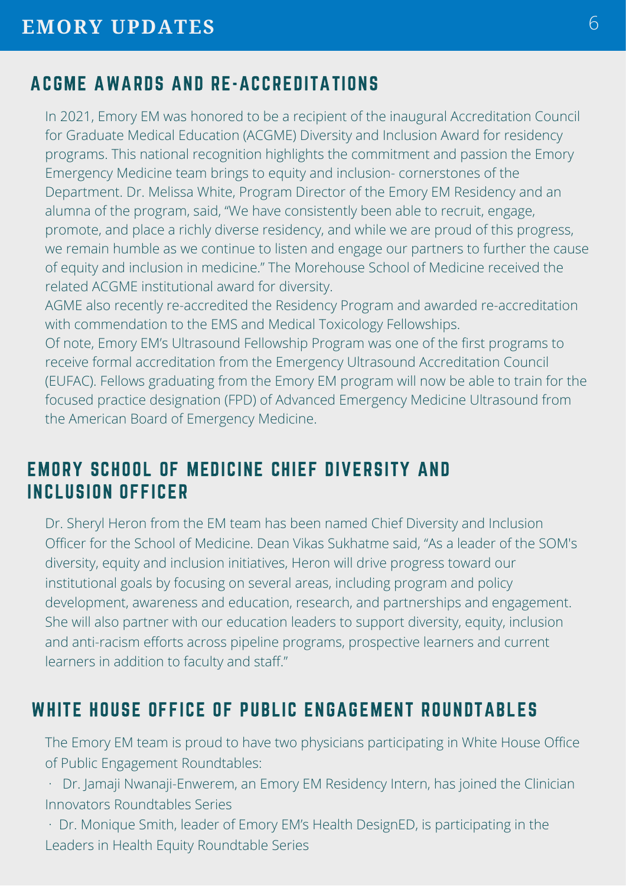# EMORY UPDATES

## ACGME AWARDS AND RE-ACCREDITATIONS

In 2021, Emory EM was honored to be a recipient of the inaugural Accreditation Council for Graduate Medical Education (ACGME) Diversity and Inclusion Award for residency programs. This national recognition highlights the commitment and passion the Emory Emergency Medicine team brings to equity and inclusion- cornerstones of the Department. Dr. Melissa White, Program Director of the Emory EM Residency and an alumna of the program, said, "We have consistently been able to recruit, engage, promote, and place a richly diverse residency, and while we are proud of this progress, we remain humble as we continue to listen and engage our partners to further the cause of equity and inclusion in medicine." The Morehouse School of Medicine received the related ACGME institutional award for diversity.

AGME also recently re-accredited the Residency Program and awarded re-accreditation with commendation to the EMS and Medical Toxicology Fellowships.

Of note, Emory EM's Ultrasound Fellowship Program was one of the first programs to receive formal accreditation from the Emergency Ultrasound Accreditation Council (EUFAC). Fellows graduating from the Emory EM program will now be able to train for the focused practice designation (FPD) of Advanced Emergency Medicine Ultrasound from the American Board of Emergency Medicine.

## EMORY SCHOOL OF MEDICINE CHIEF DIVERSITY AND INCLUSION OFFICER

Dr. Sheryl Heron from the EM team has been named Chief Diversity and Inclusion Officer for the School of Medicine. Dean Vikas Sukhatme said, "As a leader of the SOM's diversity, equity and inclusion initiatives, Heron will drive progress toward our institutional goals by focusing on several areas, including program and policy development, awareness and education, research, and partnerships and engagement. She will also partner with our education leaders to support diversity, equity, inclusion and anti-racism efforts across pipeline programs, prospective learners and current learners in addition to faculty and staff."

## WHITE HOUSE OFFICE OF PUBLIC ENGAGEMENT ROUNDTABLES

The Emory EM team is proud to have two physicians participating in White House Office of Public Engagement Roundtables:

- Dr. Jamaji Nwanaji-Enwerem, an Emory EM Residency Intern, has joined the Clinician Innovators Roundtables Series
- Dr. Monique Smith, leader of Emory EM's Health DesignED, is participating in the Leaders in Health Equity Roundtable Series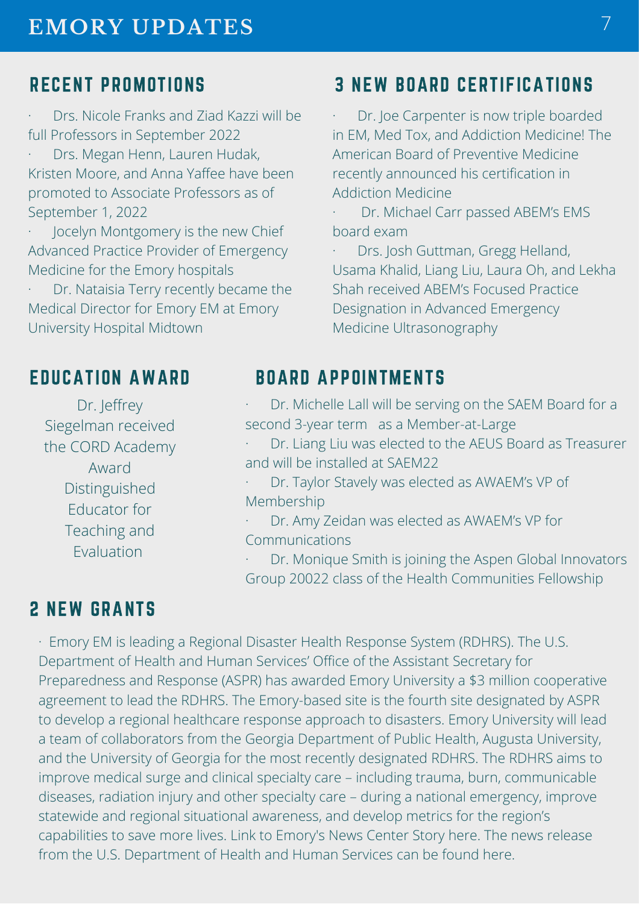# EMORY UPDATES

## RECENT PROMOTIONS

- Drs. Nicole Franks and Ziad Kazzi will be full Professors in September 2022
- Drs. Megan Henn, Lauren Hudak, Kristen Moore, and Anna Yaffee have been promoted to Associate Professors as of September 1, 2022
- Jocelyn Montgomery is the new Chief Advanced Practice Provider of Emergency Medicine for the Emory hospitals
- Dr. Nataisia Terry recently became the Medical Director for Emory EM at Emory University Hospital Midtown

## 3 NEW BOARD CERTIFICATIONS

- Dr. Joe Carpenter is now triple boarded in EM, Med Tox, and Addiction Medicine! The American Board of Preventive Medicine recently announced his certification in Addiction Medicine
- Dr. Michael Carr passed ABEM's EMS board exam
- Drs. Josh Guttman, Gregg Helland, Usama Khalid, Liang Liu, Laura Oh, and Lekha Shah received ABEM's Focused Practice Designation in Advanced Emergency Medicine Ultrasonography

## EDUCATION AWARD

Dr. Jeffrey Siegelman received the CORD Academy Award Distinguished Educator for Teaching and Evaluation

## BOARD APPOINTMENTS

- Dr. Michelle Lall will be serving on the SAEM Board for a second 3-year term as a Member-at-Large
- Dr. Liang Liu was elected to the AEUS Board as Treasurer and will be installed at SAEM22
- Dr. Taylor Stavely was elected as AWAEM's VP of Membership
- Dr. Amy Zeidan was elected as AWAEM's VP for Communications
- Dr. Monique Smith is joining the Aspen Global Innovators Group 20022 class of the Health Communities Fellowship

## 2 NEW GRANTS

- Emory EM is leading a Regional Disaster Health Response System (RDHRS). The U.S. Department of Health and Human Services' Office of the Assistant Secretary for Preparedness and Response (ASPR) has awarded Emory University a $3 million cooperative agreement to lead the RDHRS. The Emory-based site is the fourth site designated by ASPR to develop a regional healthcare response approach to disasters. Emory University will lead a team of collaborators from the Georgia Department of Public Health, Augusta University, and the University of Georgia for the most recently designated RDHRS. The RDHRS aims to improve medical surge and clinical specialty care – including trauma, burn, communicable diseases, radiation injury and other specialty care – during a national emergency, improve statewide and regional situational awareness, and develop metrics for the region's capabilities to save more lives. Link to Emory's News Center Story here. The news release from the U.S. Department of Health and Human Services can be found here.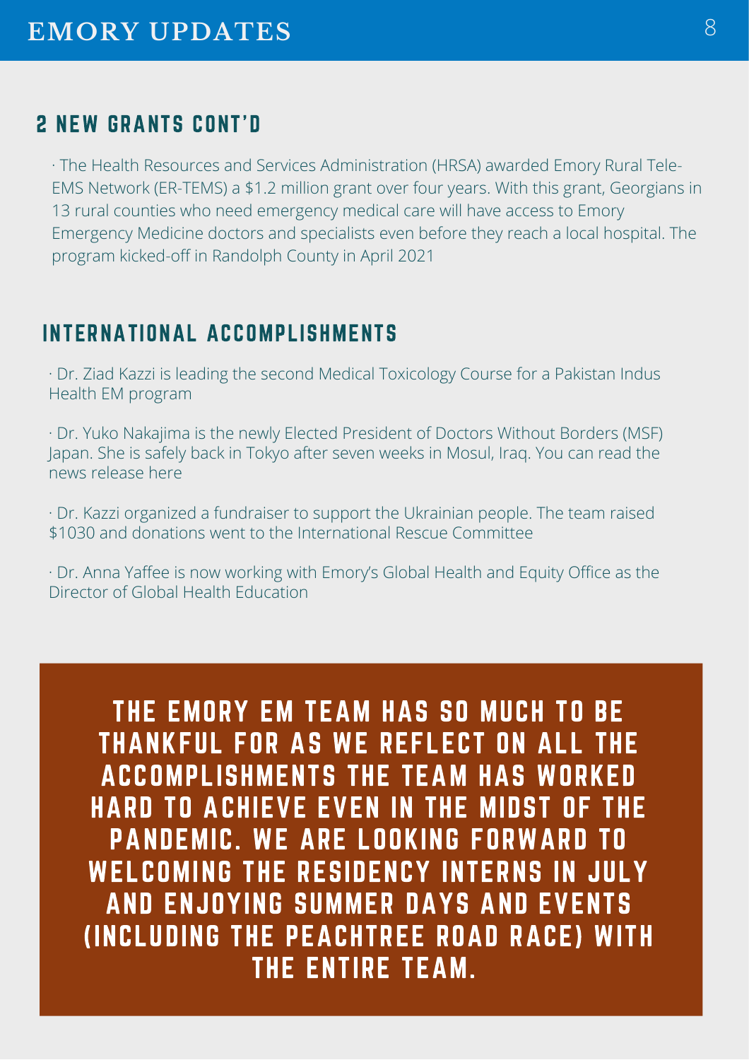## 2 NEW GRANTS CONT'D

· The Health Resources and Services Administration (HRSA) awarded Emory Rural Tele-EMS Network (ER-TEMS) a $1.2 million grant over four years. With this grant, Georgians in 13 rural counties who need emergency medical care will have access to Emory Emergency Medicine doctors and specialists even before they reach a local hospital. The program kicked-off in Randolph County in April 2021

## INTERNATIONAL ACCOMPLISHMENTS

· Dr. Ziad Kazzi is leading the second Medical Toxicology Course for a Pakistan Indus Health EM program

· Dr. Yuko Nakajima is the newly Elected President of Doctors Without Borders (MSF) Japan. She is safely back in Tokyo after seven weeks in Mosul, Iraq. You can read the news release here

· Dr. Kazzi organized a fundraiser to support the Ukrainian people. The team raised $1030 and donations went to the International Rescue Committee

· Dr. Anna Yaffee is now working with Emory's Global Health and Equity Office as the Director of Global Health Education

**THE EMORY EM TEAM HAS SO MUCH TO BE THANKFUL FOR AS WE REFLECT ON ALL THE ACCOMPLISHMENTS THE TEAM HAS WORKED HARD TO ACHIEVE EVEN IN THE MIDST OF THE PANDEMIC. WE ARE LOOKING FORWARD TO WELCOMING THE RESIDENCY INTERNS IN JULY AND ENJOYING SUMMER DAYS AND EVENTS (INCLUDING THE PEACHTREE ROAD RACE) WITH THE ENTIRE TEAM.**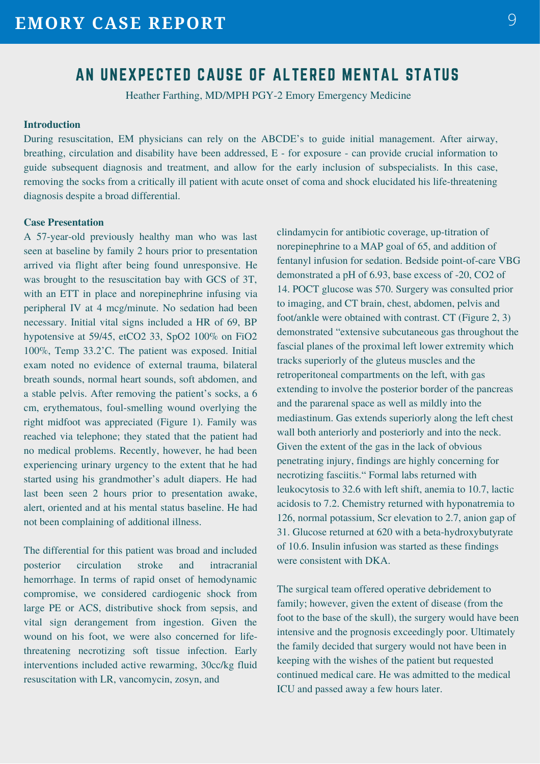# AN UNEXPECTED CAUSE OF ALTERED MENTAL STATUS

Heather Farthing, MD/MPH PGY-2 Emory Emergency Medicine

**Introduction**

During resuscitation, EM physicians can rely on the ABCDE's to guide initial management. After airway, breathing, circulation and disability have been addressed, E - for exposure - can provide crucial information to guide subsequent diagnosis and treatment, and allow for the early inclusion of subspecialists. In this case, removing the socks from a critically ill patient with acute onset of coma and shock elucidated his life-threatening diagnosis despite a broad differential.

**Case Presentation**

A 57-year-old previously healthy man who was last seen at baseline by family 2 hours prior to presentation arrived via flight after being found unresponsive. He was brought to the resuscitation bay with GCS of 3T, with an ETT in place and norepinephrine infusing via peripheral IV at 4 mcg/minute. No sedation had been necessary. Initial vital signs included a HR of 69, BP hypotensive at 59/45, etCO2 33, SpO2 100% on FiO2 100%, Temp 33.2'C. The patient was exposed. Initial exam noted no evidence of external trauma, bilateral breath sounds, normal heart sounds, soft abdomen, and a stable pelvis. After removing the patient's socks, a 6 cm, erythematous, foul-smelling wound overlying the right midfoot was appreciated (Figure 1). Family was reached via telephone; they stated that the patient had no medical problems. Recently, however, he had been experiencing urinary urgency to the extent that he had started using his grandmother's adult diapers. He had last been seen 2 hours prior to presentation awake, alert, oriented and at his mental status baseline. He had not been complaining of additional illness.

The differential for this patient was broad and included posterior circulation stroke and intracranial hemorrhage. In terms of rapid onset of hemodynamic compromise, we considered cardiogenic shock from large PE or ACS, distributive shock from sepsis, and vital sign derangement from ingestion. Given the wound on his foot, we were also concerned for life-threatening necrotizing soft tissue infection. Early interventions included active rewarming, 30cc/kg fluid resuscitation with LR, vancomycin, zosyn, and clindamycin for antibiotic coverage, up-titration of norepinephrine to a MAP goal of 65, and addition of fentanyl infusion for sedation. Bedside point-of-care VBG demonstrated a pH of 6.93, base excess of -20, CO2 of 14. POCT glucose was 570. Surgery was consulted prior to imaging, and CT brain, chest, abdomen, pelvis and foot/ankle were obtained with contrast. CT (Figure 2, 3) demonstrated "extensive subcutaneous gas throughout the fascial planes of the proximal left lower extremity which tracks superiorly of the gluteus muscles and the retroperitoneal compartments on the left, with gas extending to involve the posterior border of the pancreas and the pararenal space as well as mildly into the mediastinum. Gas extends superiorly along the left chest wall both anteriorly and posteriorly and into the neck. Given the extent of the gas in the lack of obvious penetrating injury, findings are highly concerning for necrotizing fasciitis." Formal labs returned with leukocytosis to 32.6 with left shift, anemia to 10.7, lactic acidosis to 7.2. Chemistry returned with hyponatremia to 126, normal potassium, Scr elevation to 2.7, anion gap of 31. Glucose returned at 620 with a beta-hydroxybutyrate of 10.6. Insulin infusion was started as these findings were consistent with DKA.

The surgical team offered operative debridement to family; however, given the extent of disease (from the foot to the base of the skull), the surgery would have been intensive and the prognosis exceedingly poor. Ultimately the family decided that surgery would not have been in keeping with the wishes of the patient but requested continued medical care. He was admitted to the medical ICU and passed away a few hours later.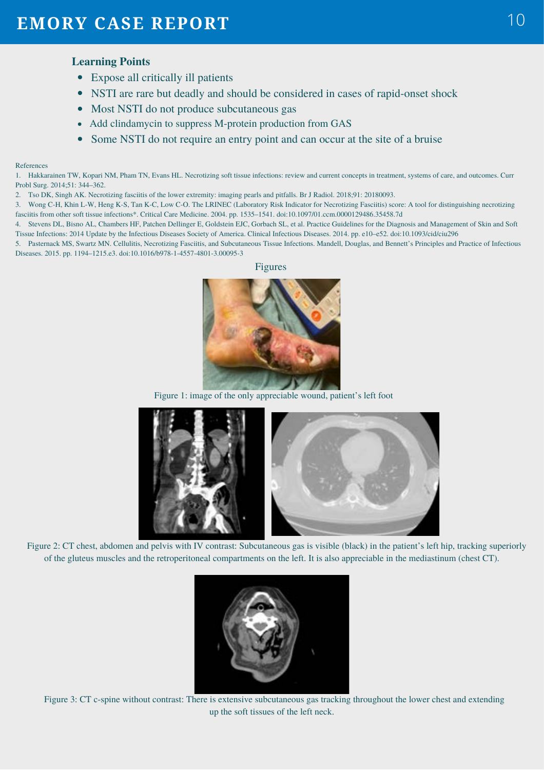### Learning Points

- Expose all critically ill patients
- NSTI are rare but deadly and should be considered in cases of rapid-onset shock
- Most NSTI do not produce subcutaneous gas
- Add clindamycin to suppress M-protein production from GAS
- Some NSTI do not require an entry point and can occur at the site of a bruise

References

1. Hakkarainen TW, Kopari NM, Pham TN, Evans HL. Necrotizing soft tissue infections: review and current concepts in treatment, systems of care, and outcomes. Curr Probl Surg. 2014;51: 344–362.
2. Tso DK, Singh AK. Necrotizing fasciitis of the lower extremity: imaging pearls and pitfalls. Br J Radiol. 2018;91: 20180093.
3. Wong C-H, Khin L-W, Heng K-S, Tan K-C, Low C-O. The LRINEC (Laboratory Risk Indicator for Necrotizing Fasciitis) score: A tool for distinguishing necrotizing fasciitis from other soft tissue infections*. Critical Care Medicine. 2004. pp. 1535–1541. doi:10.1097/01.ccm.0000129486.35458.7d
4. Stevens DL, Bisno AL, Chambers HF, Patchen Dellinger E, Goldstein EJC, Gorbach SL, et al. Practice Guidelines for the Diagnosis and Management of Skin and Soft Tissue Infections: 2014 Update by the Infectious Diseases Society of America. Clinical Infectious Diseases. 2014. pp. e10–e52. doi:10.1093/cid/ciu296
5. Pasternack MS, Swartz MN. Cellulitis, Necrotizing Fasciitis, and Subcutaneous Tissue Infections. Mandell, Douglas, and Bennett's Principles and Practice of Infectious Diseases. 2015. pp. 1194–1215.e3. doi:10.1016/b978-1-4557-4801-3.00095-3

Figures

Figure 1: image of the only appreciable wound, patient's left foot

Figure 2: CT chest, abdomen and pelvis with IV contrast: Subcutaneous gas is visible (black) in the patient's left hip, tracking superiorly of the gluteus muscles and the retroperitoneal compartments on the left. It is also appreciable in the mediastinum (chest CT).

Figure 3: CT c-spine without contrast: There is extensive subcutaneous gas tracking throughout the lower chest and extending up the soft tissues of the left neck.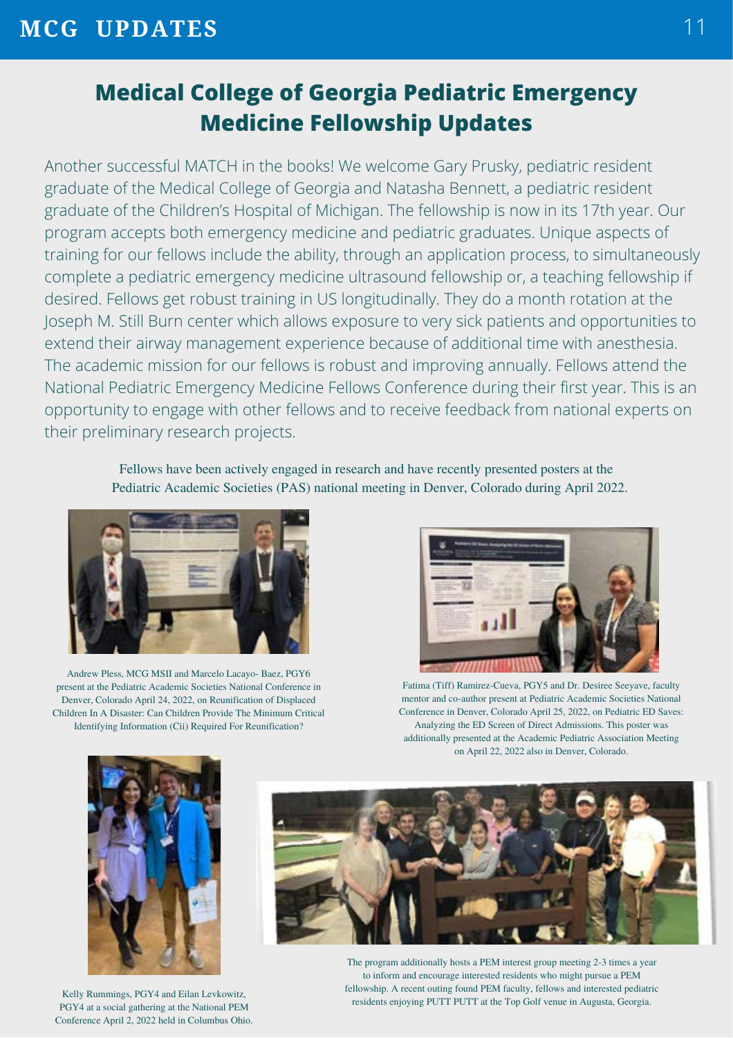# Medical College of Georgia Pediatric Emergency Medicine Fellowship Updates

Another successful MATCH in the books! We welcome Gary Prusky, pediatric resident graduate of the Medical College of Georgia and Natasha Bennett, a pediatric resident graduate of the Children's Hospital of Michigan. The fellowship is now in its 17th year. Our program accepts both emergency medicine and pediatric graduates. Unique aspects of training for our fellows include the ability, through an application process, to simultaneously complete a pediatric emergency medicine ultrasound fellowship or, a teaching fellowship if desired. Fellows get robust training in US longitudinally. They do a month rotation at the Joseph M. Still Burn center which allows exposure to very sick patients and opportunities to extend their airway management experience because of additional time with anesthesia. The academic mission for our fellows is robust and improving annually. Fellows attend the National Pediatric Emergency Medicine Fellows Conference during their first year. This is an opportunity to engage with other fellows and to receive feedback from national experts on their preliminary research projects.

Fellows have been actively engaged in research and have recently presented posters at the Pediatric Academic Societies (PAS) national meeting in Denver, Colorado during April 2022.

Andrew Pless, MCG MSII and Marcelo Lacayo- Baez, PGY6 present at the Pediatric Academic Societies National Conference in Denver, Colorado April 24, 2022, on Reunification of Displaced Children In A Disaster: Can Children Provide The Minimum Critical Identifying Information (Cii) Required For Reunification?

Fatima (Tiff) Ramirez-Cueva, PGY5 and Dr. Desiree Seeyave, faculty mentor and co-author present at Pediatric Academic Societies National Conference in Denver, Colorado April 25, 2022, on Pediatric ED Saves: Analyzing the ED Screen of Direct Admissions. This poster was additionally presented at the Academic Pediatric Association Meeting on April 22, 2022 also in Denver, Colorado.

Kelly Rummings, PGY4 and Eilan Levkowitz, PGY4 at a social gathering at the National PEM Conference April 2, 2022 held in Columbus Ohio.

The program additionally hosts a PEM interest group meeting 2-3 times a year to inform and encourage interested residents who might pursue a PEM fellowship. A recent outing found PEM faculty, fellows and interested pediatric residents enjoying PUTT PUTT at the Top Golf venue in Augusta, Georgia.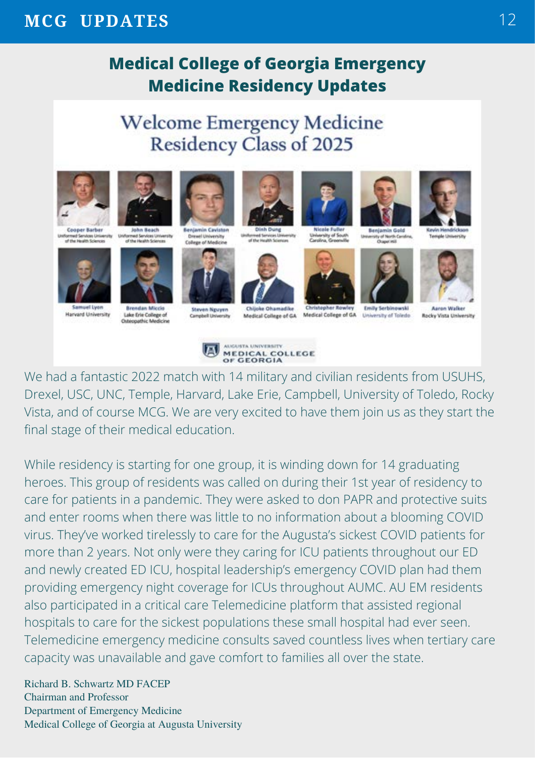## Medical College of Georgia Emergency Medicine Residency Updates

### Welcome Emergency Medicine Residency Class of 2025

Cooper Barber — Uniformed Services University of the Health Sciences
John Beach — Uniformed Services University of the Health Sciences
Benjamin Caviston — Drexel University College of Medicine
Dinh Dung — Uniformed Services University of the Health Sciences
Nicole Fuller — University of South Carolina, Greenville
Benjamin Gold — University of North Carolina, Chapel Hill
Kevin Hendrickson — Temple University
Samuel Lyon — Harvard University
Brendan Miccio — Lake Erie College of Osteopathic Medicine
Steven Nguyen — Campbell University
Chijoke Ohamadike — Medical College of GA
Christopher Rowley — Medical College of GA
Emily Serbinowski — University of Toledo
Aaron Walker — Rocky Vista University

Augusta University Medical College of Georgia

We had a fantastic 2022 match with 14 military and civilian residents from USUHS, Drexel, USC, UNC, Temple, Harvard, Lake Erie, Campbell, University of Toledo, Rocky Vista, and of course MCG. We are very excited to have them join us as they start the final stage of their medical education.

While residency is starting for one group, it is winding down for 14 graduating heroes. This group of residents was called on during their 1st year of residency to care for patients in a pandemic. They were asked to don PAPR and protective suits and enter rooms when there was little to no information about a blooming COVID virus. They've worked tirelessly to care for the Augusta's sickest COVID patients for more than 2 years. Not only were they caring for ICU patients throughout our ED and newly created ED ICU, hospital leadership's emergency COVID plan had them providing emergency night coverage for ICUs throughout AUMC. AU EM residents also participated in a critical care Telemedicine platform that assisted regional hospitals to care for the sickest populations these small hospital had ever seen. Telemedicine emergency medicine consults saved countless lives when tertiary care capacity was unavailable and gave comfort to families all over the state.

Richard B. Schwartz MD FACEP
Chairman and Professor
Department of Emergency Medicine
Medical College of Georgia at Augusta University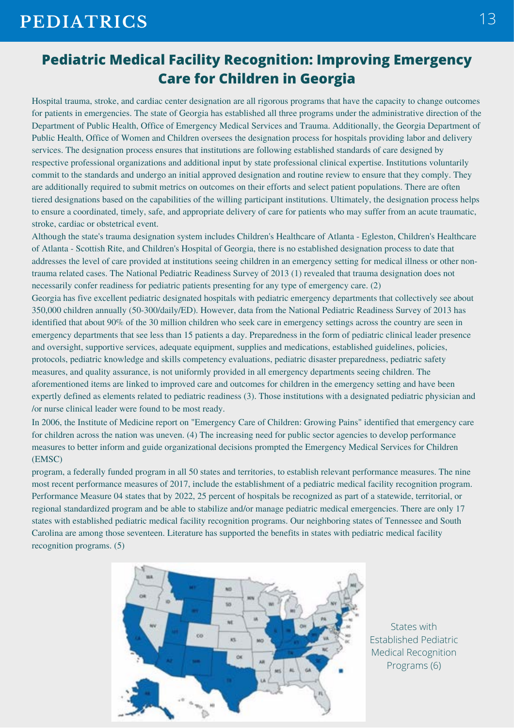## Pediatric Medical Facility Recognition: Improving Emergency Care for Children in Georgia

Hospital trauma, stroke, and cardiac center designation are all rigorous programs that have the capacity to change outcomes for patients in emergencies. The state of Georgia has established all three programs under the administrative direction of the Department of Public Health, Office of Emergency Medical Services and Trauma. Additionally, the Georgia Department of Public Health, Office of Women and Children oversees the designation process for hospitals providing labor and delivery services. The designation process ensures that institutions are following established standards of care designed by respective professional organizations and additional input by state professional clinical expertise. Institutions voluntarily commit to the standards and undergo an initial approved designation and routine review to ensure that they comply. They are additionally required to submit metrics on outcomes on their efforts and select patient populations. There are often tiered designations based on the capabilities of the willing participant institutions. Ultimately, the designation process helps to ensure a coordinated, timely, safe, and appropriate delivery of care for patients who may suffer from an acute traumatic, stroke, cardiac or obstetrical event.

Although the state's trauma designation system includes Children's Healthcare of Atlanta - Egleston, Children's Healthcare of Atlanta - Scottish Rite, and Children's Hospital of Georgia, there is no established designation process to date that addresses the level of care provided at institutions seeing children in an emergency setting for medical illness or other non-trauma related cases. The National Pediatric Readiness Survey of 2013 (1) revealed that trauma designation does not necessarily confer readiness for pediatric patients presenting for any type of emergency care. (2)

Georgia has five excellent pediatric designated hospitals with pediatric emergency departments that collectively see about 350,000 children annually (50-300/daily/ED). However, data from the National Pediatric Readiness Survey of 2013 has identified that about 90% of the 30 million children who seek care in emergency settings across the country are seen in emergency departments that see less than 15 patients a day. Preparedness in the form of pediatric clinical leader presence and oversight, supportive services, adequate equipment, supplies and medications, established guidelines, policies, protocols, pediatric knowledge and skills competency evaluations, pediatric disaster preparedness, pediatric safety measures, and quality assurance, is not uniformly provided in all emergency departments seeing children. The aforementioned items are linked to improved care and outcomes for children in the emergency setting and have been expertly defined as elements related to pediatric readiness (3). Those institutions with a designated pediatric physician and /or nurse clinical leader were found to be most ready.

In 2006, the Institute of Medicine report on "Emergency Care of Children: Growing Pains" identified that emergency care for children across the nation was uneven. (4) The increasing need for public sector agencies to develop performance measures to better inform and guide organizational decisions prompted the Emergency Medical Services for Children (EMSC) program, a federally funded program in all 50 states and territories, to establish relevant performance measures. The nine most recent performance measures of 2017, include the establishment of a pediatric medical facility recognition program. Performance Measure 04 states that by 2022, 25 percent of hospitals be recognized as part of a statewide, territorial, or regional standardized program and be able to stabilize and/or manage pediatric medical emergencies. There are only 17 states with established pediatric medical facility recognition programs. Our neighboring states of Tennessee and South Carolina are among those seventeen. Literature has supported the benefits in states with pediatric medical facility recognition programs. (5)

States with Established Pediatric Medical Recognition Programs (6)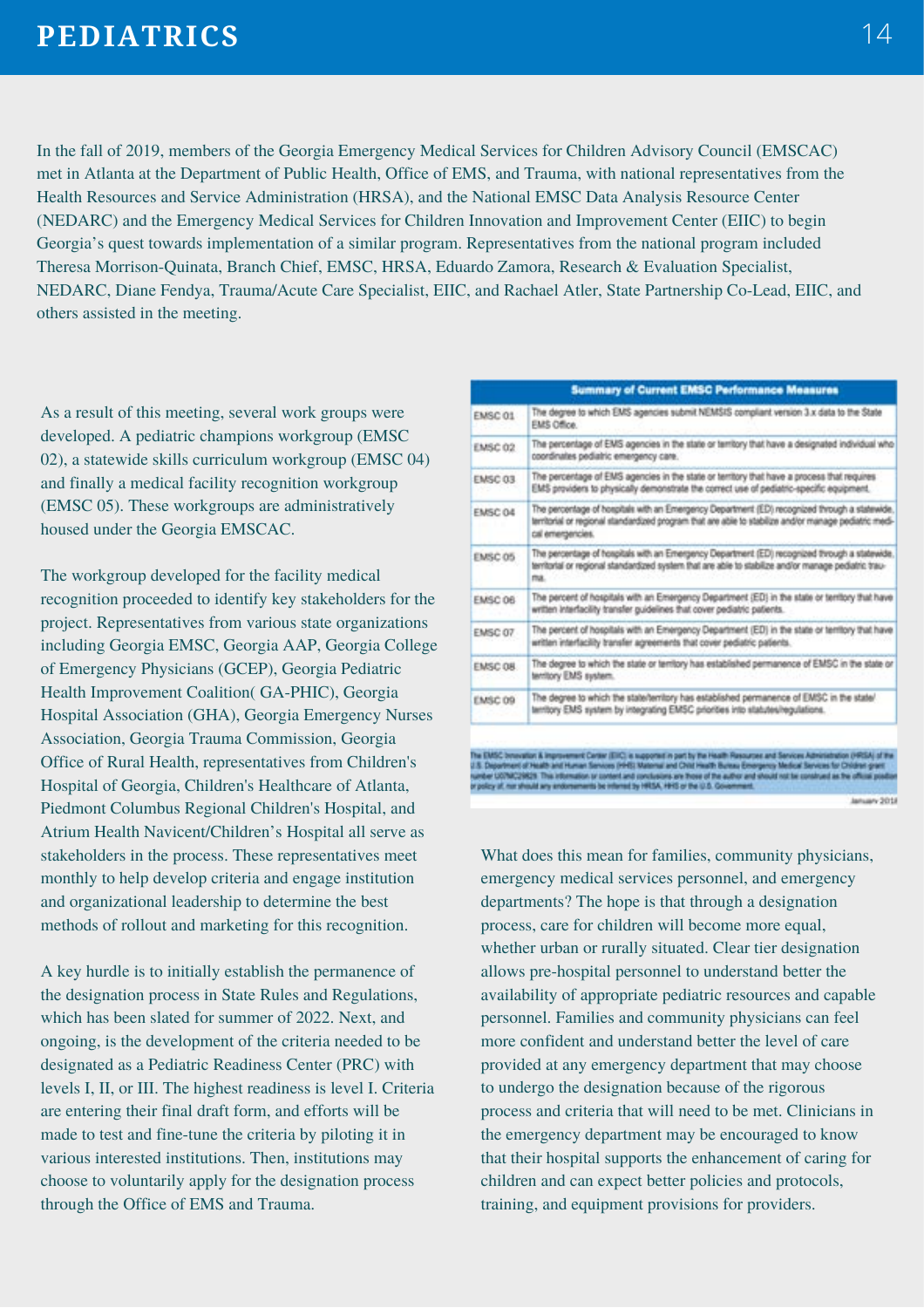# PEDIATRICS

In the fall of 2019, members of the Georgia Emergency Medical Services for Children Advisory Council (EMSCAC) met in Atlanta at the Department of Public Health, Office of EMS, and Trauma, with national representatives from the Health Resources and Service Administration (HRSA), and the National EMSC Data Analysis Resource Center (NEDARC) and the Emergency Medical Services for Children Innovation and Improvement Center (EIIC) to begin Georgia's quest towards implementation of a similar program. Representatives from the national program included Theresa Morrison-Quinata, Branch Chief, EMSC, HRSA, Eduardo Zamora, Research & Evaluation Specialist, NEDARC, Diane Fendya, Trauma/Acute Care Specialist, EIIC, and Rachael Atler, State Partnership Co-Lead, EIIC, and others assisted in the meeting.

As a result of this meeting, several work groups were developed. A pediatric champions workgroup (EMSC 02), a statewide skills curriculum workgroup (EMSC 04) and finally a medical facility recognition workgroup (EMSC 05). These workgroups are administratively housed under the Georgia EMSCAC.

The workgroup developed for the facility medical recognition proceeded to identify key stakeholders for the project. Representatives from various state organizations including Georgia EMSC, Georgia AAP, Georgia College of Emergency Physicians (GCEP), Georgia Pediatric Health Improvement Coalition( GA-PHIC), Georgia Hospital Association (GHA), Georgia Emergency Nurses Association, Georgia Trauma Commission, Georgia Office of Rural Health, representatives from Children's Hospital of Georgia, Children's Healthcare of Atlanta, Piedmont Columbus Regional Children's Hospital, and Atrium Health Navicent/Children's Hospital all serve as stakeholders in the process. These representatives meet monthly to help develop criteria and engage institution and organizational leadership to determine the best methods of rollout and marketing for this recognition.

A key hurdle is to initially establish the permanence of the designation process in State Rules and Regulations, which has been slated for summer of 2022. Next, and ongoing, is the development of the criteria needed to be designated as a Pediatric Readiness Center (PRC) with levels I, II, or III. The highest readiness is level I. Criteria are entering their final draft form, and efforts will be made to test and fine-tune the criteria by piloting it in various interested institutions. Then, institutions may choose to voluntarily apply for the designation process through the Office of EMS and Trauma.

| Summary of Current EMSC Performance Measures | |
|---|---|
| EMSC 01 | The degree to which EMS agencies submit NEMSIS compliant version 3.x data to the State EMS Office. |
| EMSC 02 | The percentage of EMS agencies in the state or territory that have a designated individual who coordinates pediatric emergency care. |
| EMSC 03 | The percentage of EMS agencies in the state or territory that have a process that requires EMS providers to physically demonstrate the correct use of pediatric-specific equipment. |
| EMSC 04 | The percentage of hospitals with an Emergency Department (ED) recognized through a statewide, territorial or regional standardized program that are able to stabilize and/or manage pediatric medical emergencies. |
| EMSC 05 | The percentage of hospitals with an Emergency Department (ED) recognized through a statewide, territorial or regional standardized system that are able to stabilize and/or manage pediatric trauma. |
| EMSC 06 | The percent of hospitals with an Emergency Department (ED) in the state or territory that have written interfacility transfer guidelines that cover pediatric patients. |
| EMSC 07 | The percent of hospitals with an Emergency Department (ED) in the state or territory that have written interfacility transfer agreements that cover pediatric patients. |
| EMSC 08 | The degree to which the state or territory has established permanence of EMSC in the state or territory EMS system. |
| EMSC 09 | The degree to which the state/territory has established permanence of EMSC in the state/territory EMS system by integrating EMSC priorities into statutes/regulations. |

The EMSC Innovation & Improvement Center (EIIC) is supported in part by the Health Resources and Services Administration (HRSA) of the U.S. Department of Health and Human Services (HHS) Maternal and Child Health Bureau Emergency Medical Services for Children grant number U07MC29829. This information or content and conclusions are those of the author and should not be construed as the official position or policy of, nor should any endorsements be inferred by HRSA, HHS or the U.S. Government.

January 2018

What does this mean for families, community physicians, emergency medical services personnel, and emergency departments? The hope is that through a designation process, care for children will become more equal, whether urban or rurally situated. Clear tier designation allows pre-hospital personnel to understand better the availability of appropriate pediatric resources and capable personnel. Families and community physicians can feel more confident and understand better the level of care provided at any emergency department that may choose to undergo the designation because of the rigorous process and criteria that will need to be met. Clinicians in the emergency department may be encouraged to know that their hospital supports the enhancement of caring for children and can expect better policies and protocols, training, and equipment provisions for providers.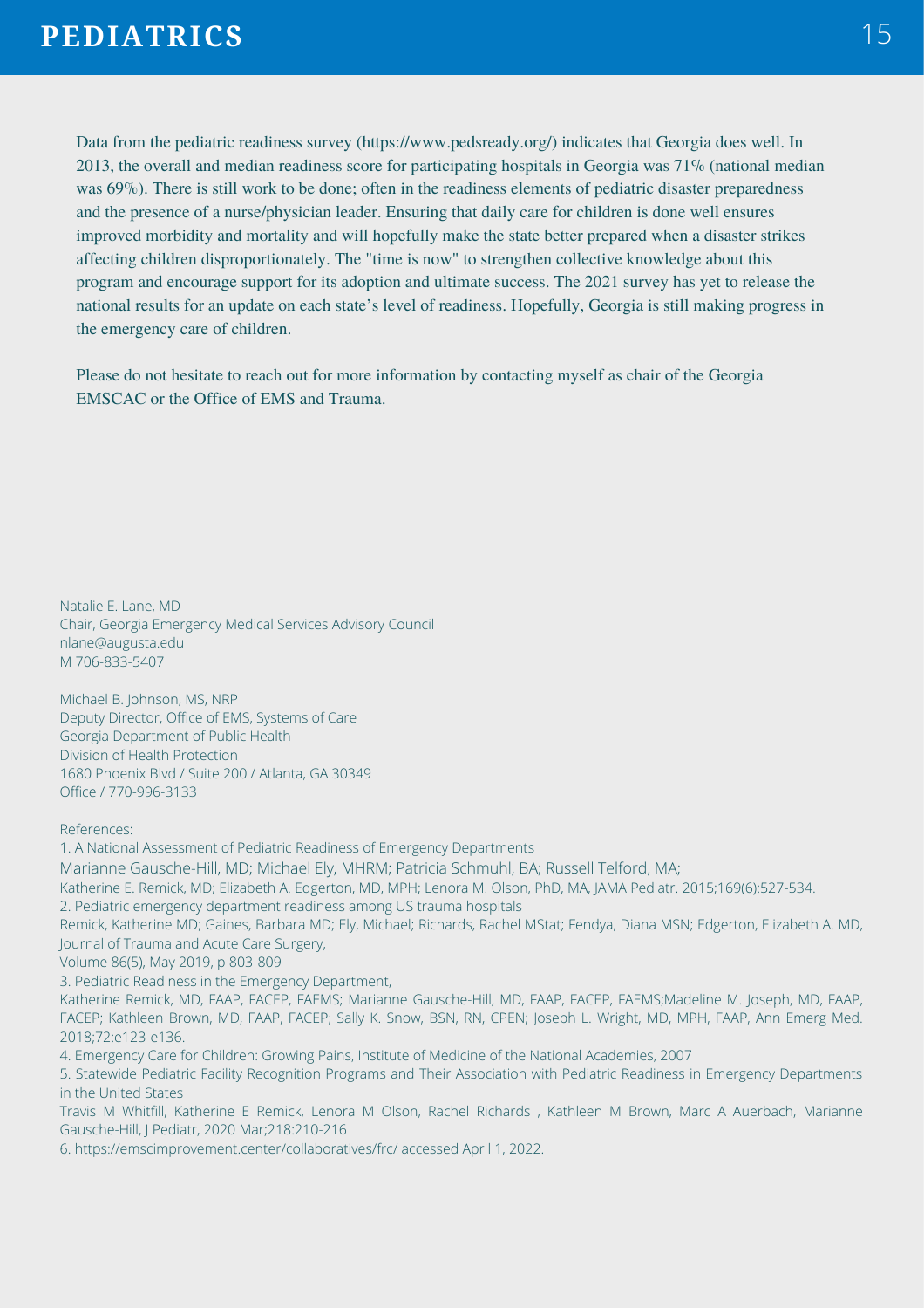Data from the pediatric readiness survey (https://www.pedsready.org/) indicates that Georgia does well. In 2013, the overall and median readiness score for participating hospitals in Georgia was 71% (national median was 69%). There is still work to be done; often in the readiness elements of pediatric disaster preparedness and the presence of a nurse/physician leader. Ensuring that daily care for children is done well ensures improved morbidity and mortality and will hopefully make the state better prepared when a disaster strikes affecting children disproportionately. The "time is now" to strengthen collective knowledge about this program and encourage support for its adoption and ultimate success. The 2021 survey has yet to release the national results for an update on each state's level of readiness. Hopefully, Georgia is still making progress in the emergency care of children.

Please do not hesitate to reach out for more information by contacting myself as chair of the Georgia EMSCAC or the Office of EMS and Trauma.

Natalie E. Lane, MD
Chair, Georgia Emergency Medical Services Advisory Council
nlane@augusta.edu
M 706-833-5407

Michael B. Johnson, MS, NRP
Deputy Director, Office of EMS, Systems of Care
Georgia Department of Public Health
Division of Health Protection
1680 Phoenix Blvd / Suite 200 / Atlanta, GA 30349
Office / 770-996-3133

References:

1. A National Assessment of Pediatric Readiness of Emergency Departments
Marianne Gausche-Hill, MD; Michael Ely, MHRM; Patricia Schmuhl, BA; Russell Telford, MA;
Katherine E. Remick, MD; Elizabeth A. Edgerton, MD, MPH; Lenora M. Olson, PhD, MA, JAMA Pediatr. 2015;169(6):527-534.
2. Pediatric emergency department readiness among US trauma hospitals
Remick, Katherine MD; Gaines, Barbara MD; Ely, Michael; Richards, Rachel MStat; Fendya, Diana MSN; Edgerton, Elizabeth A. MD, Journal of Trauma and Acute Care Surgery,
Volume 86(5), May 2019, p 803-809
3. Pediatric Readiness in the Emergency Department,
Katherine Remick, MD, FAAP, FACEP, FAEMS; Marianne Gausche-Hill, MD, FAAP, FACEP, FAEMS;Madeline M. Joseph, MD, FAAP, FACEP; Kathleen Brown, MD, FAAP, FACEP; Sally K. Snow, BSN, RN, CPEN; Joseph L. Wright, MD, MPH, FAAP, Ann Emerg Med. 2018;72:e123-e136.
4. Emergency Care for Children: Growing Pains, Institute of Medicine of the National Academies, 2007
5. Statewide Pediatric Facility Recognition Programs and Their Association with Pediatric Readiness in Emergency Departments in the United States
Travis M Whitfill, Katherine E Remick, Lenora M Olson, Rachel Richards , Kathleen M Brown, Marc A Auerbach, Marianne Gausche-Hill, J Pediatr, 2020 Mar;218:210-216
6. https://emscimprovement.center/collaboratives/frc/ accessed April 1, 2022.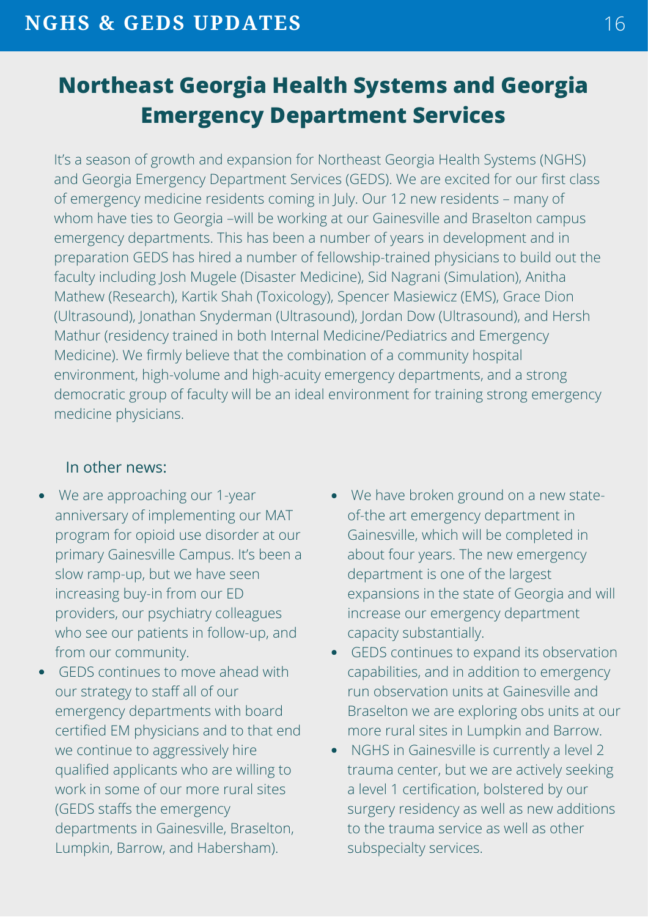# Northeast Georgia Health Systems and Georgia Emergency Department Services

It's a season of growth and expansion for Northeast Georgia Health Systems (NGHS) and Georgia Emergency Department Services (GEDS). We are excited for our first class of emergency medicine residents coming in July. Our 12 new residents – many of whom have ties to Georgia –will be working at our Gainesville and Braselton campus emergency departments. This has been a number of years in development and in preparation GEDS has hired a number of fellowship-trained physicians to build out the faculty including Josh Mugele (Disaster Medicine), Sid Nagrani (Simulation), Anitha Mathew (Research), Kartik Shah (Toxicology), Spencer Masiewicz (EMS), Grace Dion (Ultrasound), Jonathan Snyderman (Ultrasound), Jordan Dow (Ultrasound), and Hersh Mathur (residency trained in both Internal Medicine/Pediatrics and Emergency Medicine). We firmly believe that the combination of a community hospital environment, high-volume and high-acuity emergency departments, and a strong democratic group of faculty will be an ideal environment for training strong emergency medicine physicians.

In other news:

- We are approaching our 1-year anniversary of implementing our MAT program for opioid use disorder at our primary Gainesville Campus. It's been a slow ramp-up, but we have seen increasing buy-in from our ED providers, our psychiatry colleagues who see our patients in follow-up, and from our community.
- GEDS continues to move ahead with our strategy to staff all of our emergency departments with board certified EM physicians and to that end we continue to aggressively hire qualified applicants who are willing to work in some of our more rural sites (GEDS staffs the emergency departments in Gainesville, Braselton, Lumpkin, Barrow, and Habersham).
- We have broken ground on a new state-of-the art emergency department in Gainesville, which will be completed in about four years. The new emergency department is one of the largest expansions in the state of Georgia and will increase our emergency department capacity substantially.
- GEDS continues to expand its observation capabilities, and in addition to emergency run observation units at Gainesville and Braselton we are exploring obs units at our more rural sites in Lumpkin and Barrow.
- NGHS in Gainesville is currently a level 2 trauma center, but we are actively seeking a level 1 certification, bolstered by our surgery residency as well as new additions to the trauma service as well as other subspecialty services.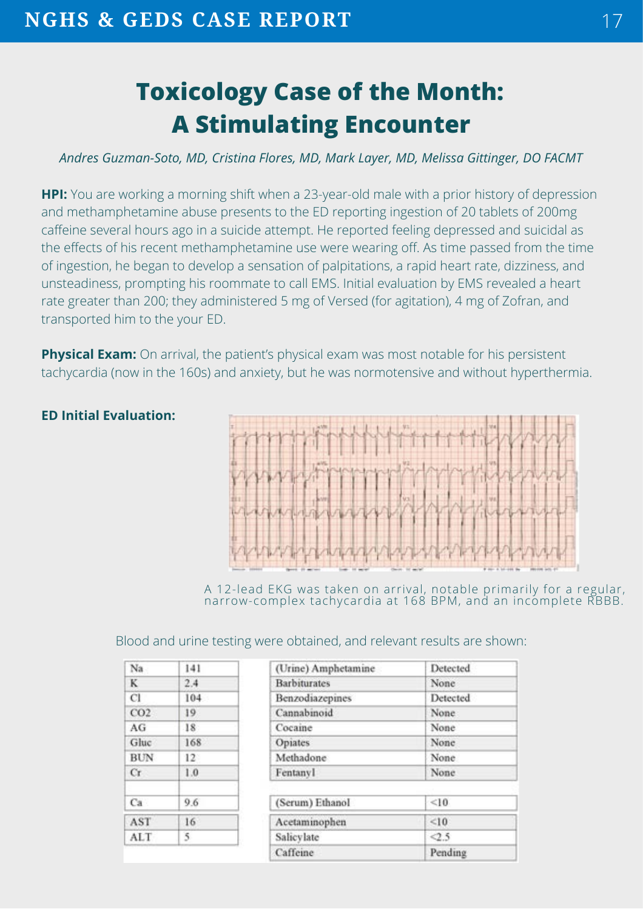# Toxicology Case of the Month: A Stimulating Encounter

*Andres Guzman-Soto, MD, Cristina Flores, MD, Mark Layer, MD, Melissa Gittinger, DO FACMT*

**HPI:** You are working a morning shift when a 23-year-old male with a prior history of depression and methamphetamine abuse presents to the ED reporting ingestion of 20 tablets of 200mg caffeine several hours ago in a suicide attempt. He reported feeling depressed and suicidal as the effects of his recent methamphetamine use were wearing off. As time passed from the time of ingestion, he began to develop a sensation of palpitations, a rapid heart rate, dizziness, and unsteadiness, prompting his roommate to call EMS. Initial evaluation by EMS revealed a heart rate greater than 200; they administered 5 mg of Versed (for agitation), 4 mg of Zofran, and transported him to the your ED.

**Physical Exam:** On arrival, the patient's physical exam was most notable for his persistent tachycardia (now in the 160s) and anxiety, but he was normotensive and without hyperthermia.

**ED Initial Evaluation:**

A 12-lead EKG was taken on arrival, notable primarily for a regular, narrow-complex tachycardia at 168 BPM, and an incomplete RBBB.

Blood and urine testing were obtained, and relevant results are shown:

| Test | Result |
|---|---|
| Na | 141 |
| K | 2.4 |
| Cl | 104 |
| CO2 | 19 |
| AG | 18 |
| Gluc | 168 |
| BUN | 12 |
| Cr | 1.0 |
| Ca | 9.6 |
| AST | 16 |
| ALT | 5 |

| Test | Result |
|---|---|
| (Urine) Amphetamine | Detected |
| Barbiturates | None |
| Benzodiazepines | Detected |
| Cannabinoid | None |
| Cocaine | None |
| Opiates | None |
| Methadone | None |
| Fentanyl | None |
| (Serum) Ethanol | <10 |
| Acetaminophen | <10 |
| Salicylate | <2.5 |
| Caffeine | Pending |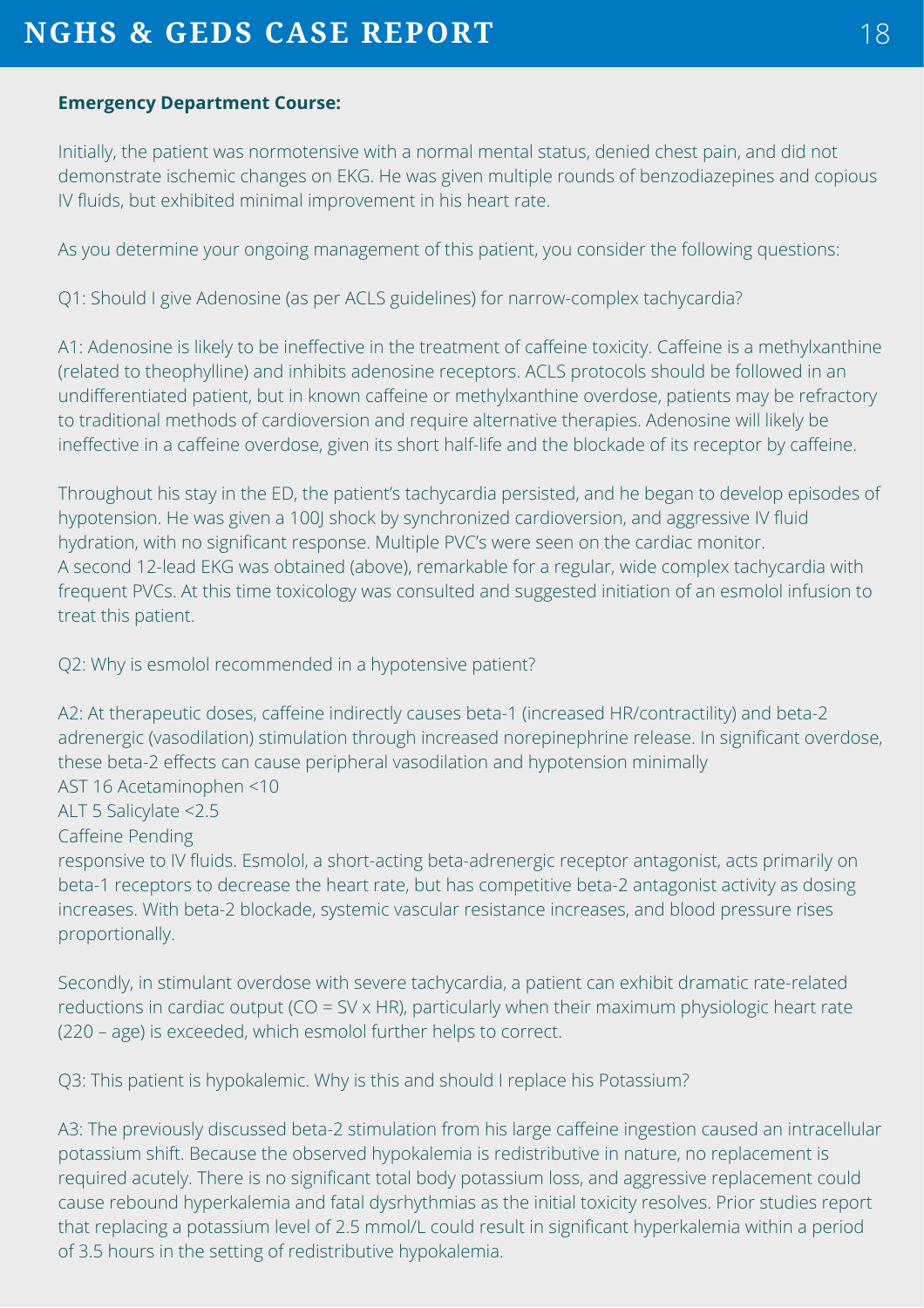**Emergency Department Course:**

Initially, the patient was normotensive with a normal mental status, denied chest pain, and did not demonstrate ischemic changes on EKG. He was given multiple rounds of benzodiazepines and copious IV fluids, but exhibited minimal improvement in his heart rate.

As you determine your ongoing management of this patient, you consider the following questions:

Q1: Should I give Adenosine (as per ACLS guidelines) for narrow-complex tachycardia?

A1: Adenosine is likely to be ineffective in the treatment of caffeine toxicity. Caffeine is a methylxanthine (related to theophylline) and inhibits adenosine receptors. ACLS protocols should be followed in an undifferentiated patient, but in known caffeine or methylxanthine overdose, patients may be refractory to traditional methods of cardioversion and require alternative therapies. Adenosine will likely be ineffective in a caffeine overdose, given its short half-life and the blockade of its receptor by caffeine.

Throughout his stay in the ED, the patient's tachycardia persisted, and he began to develop episodes of hypotension. He was given a 100J shock by synchronized cardioversion, and aggressive IV fluid hydration, with no significant response. Multiple PVC's were seen on the cardiac monitor.
A second 12-lead EKG was obtained (above), remarkable for a regular, wide complex tachycardia with frequent PVCs. At this time toxicology was consulted and suggested initiation of an esmolol infusion to treat this patient.

Q2: Why is esmolol recommended in a hypotensive patient?

A2: At therapeutic doses, caffeine indirectly causes beta-1 (increased HR/contractility) and beta-2 adrenergic (vasodilation) stimulation through increased norepinephrine release. In significant overdose, these beta-2 effects can cause peripheral vasodilation and hypotension minimally

AST 16 Acetaminophen <10

ALT 5 Salicylate <2.5

Caffeine Pending

responsive to IV fluids. Esmolol, a short-acting beta-adrenergic receptor antagonist, acts primarily on beta-1 receptors to decrease the heart rate, but has competitive beta-2 antagonist activity as dosing increases. With beta-2 blockade, systemic vascular resistance increases, and blood pressure rises proportionally.

Secondly, in stimulant overdose with severe tachycardia, a patient can exhibit dramatic rate-related reductions in cardiac output ($CO = SV \times HR$), particularly when their maximum physiologic heart rate (220 – age) is exceeded, which esmolol further helps to correct.

Q3: This patient is hypokalemic. Why is this and should I replace his Potassium?

A3: The previously discussed beta-2 stimulation from his large caffeine ingestion caused an intracellular potassium shift. Because the observed hypokalemia is redistributive in nature, no replacement is required acutely. There is no significant total body potassium loss, and aggressive replacement could cause rebound hyperkalemia and fatal dysrhythmias as the initial toxicity resolves. Prior studies report that replacing a potassium level of 2.5 mmol/L could result in significant hyperkalemia within a period of 3.5 hours in the setting of redistributive hypokalemia.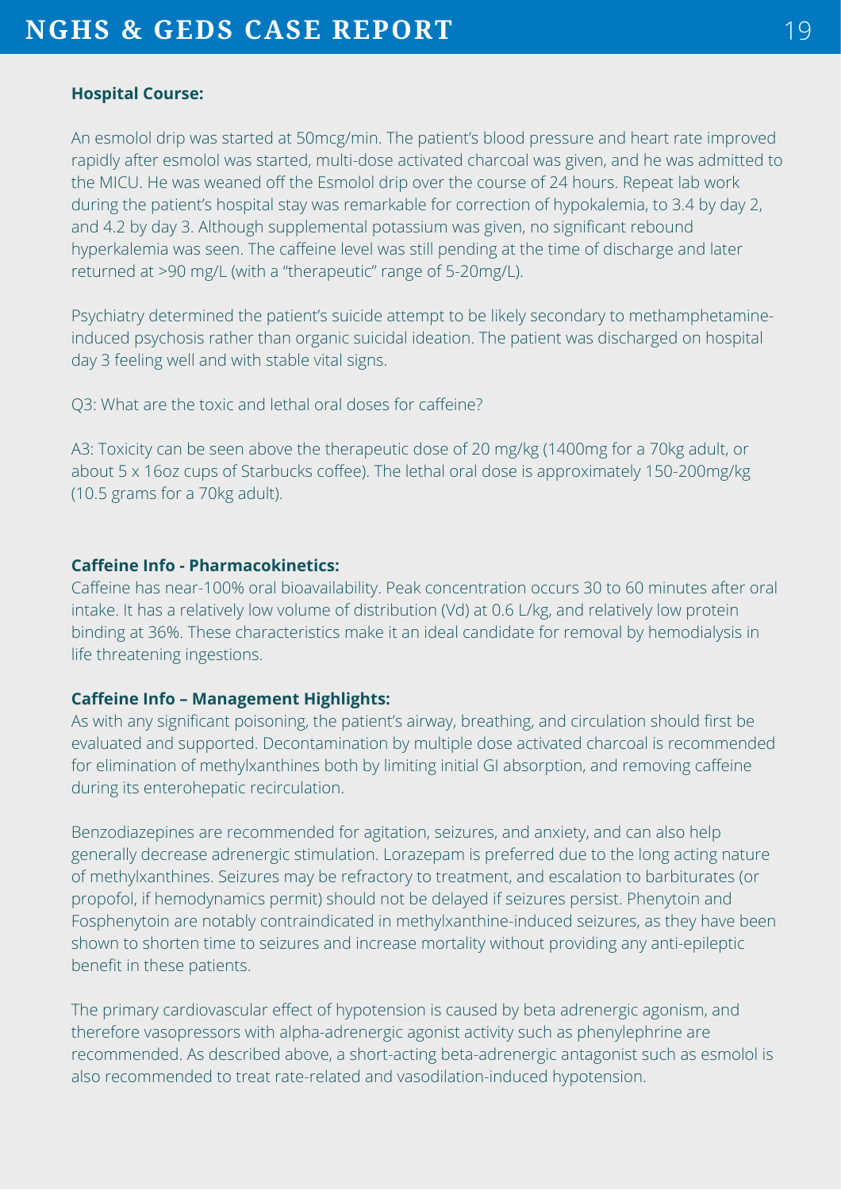**Hospital Course:**

An esmolol drip was started at 50mcg/min. The patient's blood pressure and heart rate improved rapidly after esmolol was started, multi-dose activated charcoal was given, and he was admitted to the MICU. He was weaned off the Esmolol drip over the course of 24 hours. Repeat lab work during the patient's hospital stay was remarkable for correction of hypokalemia, to 3.4 by day 2, and 4.2 by day 3. Although supplemental potassium was given, no significant rebound hyperkalemia was seen. The caffeine level was still pending at the time of discharge and later returned at >90 mg/L (with a "therapeutic" range of 5-20mg/L).

Psychiatry determined the patient's suicide attempt to be likely secondary to methamphetamine-induced psychosis rather than organic suicidal ideation. The patient was discharged on hospital day 3 feeling well and with stable vital signs.

Q3: What are the toxic and lethal oral doses for caffeine?

A3: Toxicity can be seen above the therapeutic dose of 20 mg/kg (1400mg for a 70kg adult, or about 5 x 16oz cups of Starbucks coffee). The lethal oral dose is approximately 150-200mg/kg (10.5 grams for a 70kg adult).

**Caffeine Info - Pharmacokinetics:**

Caffeine has near-100% oral bioavailability. Peak concentration occurs 30 to 60 minutes after oral intake. It has a relatively low volume of distribution (Vd) at 0.6 L/kg, and relatively low protein binding at 36%. These characteristics make it an ideal candidate for removal by hemodialysis in life threatening ingestions.

**Caffeine Info – Management Highlights:**

As with any significant poisoning, the patient's airway, breathing, and circulation should first be evaluated and supported. Decontamination by multiple dose activated charcoal is recommended for elimination of methylxanthines both by limiting initial GI absorption, and removing caffeine during its enterohepatic recirculation.

Benzodiazepines are recommended for agitation, seizures, and anxiety, and can also help generally decrease adrenergic stimulation. Lorazepam is preferred due to the long acting nature of methylxanthines. Seizures may be refractory to treatment, and escalation to barbiturates (or propofol, if hemodynamics permit) should not be delayed if seizures persist. Phenytoin and Fosphenytoin are notably contraindicated in methylxanthine-induced seizures, as they have been shown to shorten time to seizures and increase mortality without providing any anti-epileptic benefit in these patients.

The primary cardiovascular effect of hypotension is caused by beta adrenergic agonism, and therefore vasopressors with alpha-adrenergic agonist activity such as phenylephrine are recommended. As described above, a short-acting beta-adrenergic antagonist such as esmolol is also recommended to treat rate-related and vasodilation-induced hypotension.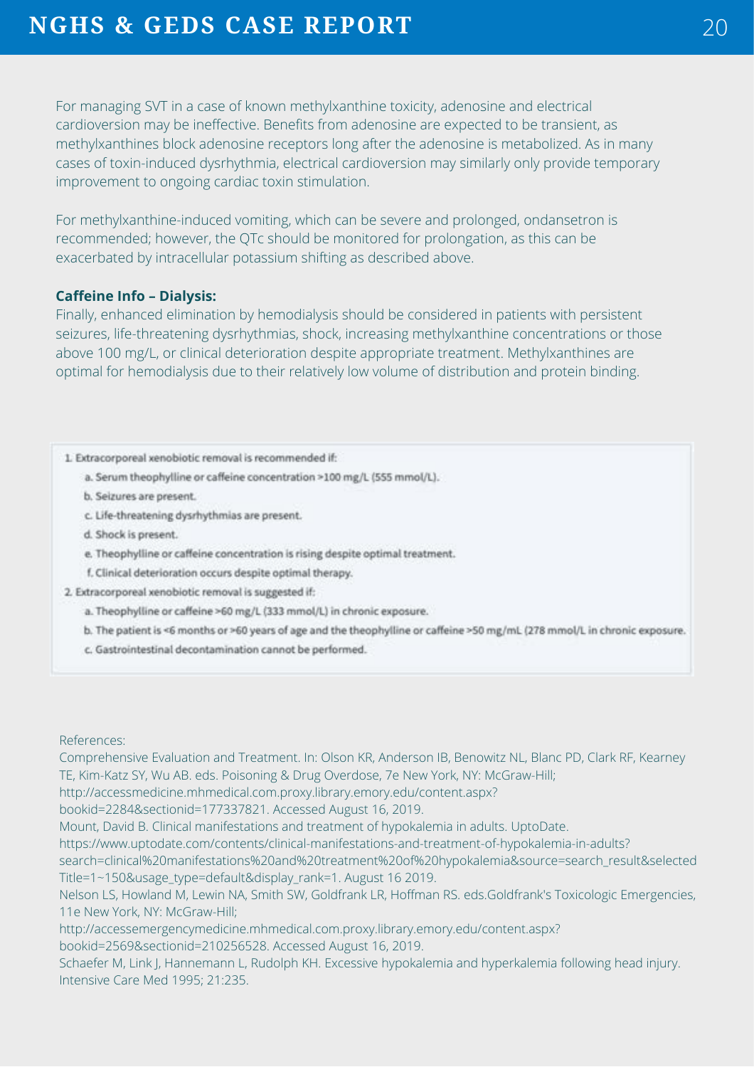For managing SVT in a case of known methylxanthine toxicity, adenosine and electrical cardioversion may be ineffective. Benefits from adenosine are expected to be transient, as methylxanthines block adenosine receptors long after the adenosine is metabolized. As in many cases of toxin-induced dysrhythmia, electrical cardioversion may similarly only provide temporary improvement to ongoing cardiac toxin stimulation.

For methylxanthine-induced vomiting, which can be severe and prolonged, ondansetron is recommended; however, the QTc should be monitored for prolongation, as this can be exacerbated by intracellular potassium shifting as described above.

**Caffeine Info – Dialysis:**

Finally, enhanced elimination by hemodialysis should be considered in patients with persistent seizures, life-threatening dysrhythmias, shock, increasing methylxanthine concentrations or those above 100 mg/L, or clinical deterioration despite appropriate treatment. Methylxanthines are optimal for hemodialysis due to their relatively low volume of distribution and protein binding.

1. Extracorporeal xenobiotic removal is recommended if:
   a. Serum theophylline or caffeine concentration >100 mg/L (555 mmol/L).
   b. Seizures are present.
   c. Life-threatening dysrhythmias are present.
   d. Shock is present.
   e. Theophylline or caffeine concentration is rising despite optimal treatment.
   f. Clinical deterioration occurs despite optimal therapy.
2. Extracorporeal xenobiotic removal is suggested if:
   a. Theophylline or caffeine >60 mg/L (333 mmol/L) in chronic exposure.
   b. The patient is <6 months or >60 years of age and the theophylline or caffeine >50 mg/mL (278 mmol/L in chronic exposure.
   c. Gastrointestinal decontamination cannot be performed.

References:

Comprehensive Evaluation and Treatment. In: Olson KR, Anderson IB, Benowitz NL, Blanc PD, Clark RF, Kearney TE, Kim-Katz SY, Wu AB. eds. Poisoning & Drug Overdose, 7e New York, NY: McGraw-Hill; http://accessmedicine.mhmedical.com.proxy.library.emory.edu/content.aspx?bookid=2284&sectionid=177337821. Accessed August 16, 2019.

Mount, David B. Clinical manifestations and treatment of hypokalemia in adults. UptoDate. https://www.uptodate.com/contents/clinical-manifestations-and-treatment-of-hypokalemia-in-adults?search=clinical%20manifestations%20and%20treatment%20of%20hypokalemia&source=search_result&selectedTitle=1~150&usage_type=default&display_rank=1. August 16 2019.

Nelson LS, Howland M, Lewin NA, Smith SW, Goldfrank LR, Hoffman RS. eds.Goldfrank's Toxicologic Emergencies, 11e New York, NY: McGraw-Hill; http://accessemergencymedicine.mhmedical.com.proxy.library.emory.edu/content.aspx?bookid=2569&sectionid=210256528. Accessed August 16, 2019.

Schaefer M, Link J, Hannemann L, Rudolph KH. Excessive hypokalemia and hyperkalemia following head injury. Intensive Care Med 1995; 21:235.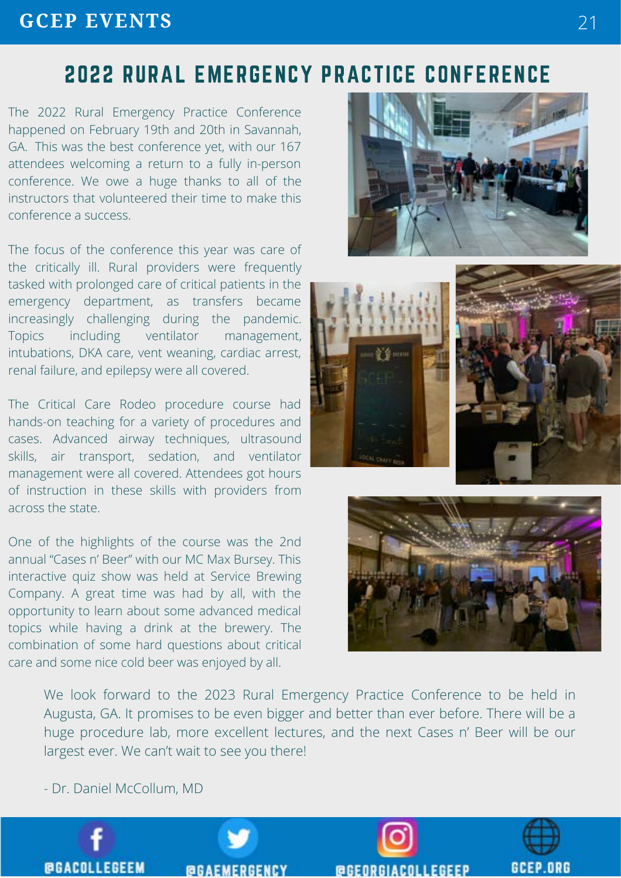## 2022 RURAL EMERGENCY PRACTICE CONFERENCE

The 2022 Rural Emergency Practice Conference happened on February 19th and 20th in Savannah, GA. This was the best conference yet, with our 167 attendees welcoming a return to a fully in-person conference. We owe a huge thanks to all of the instructors that volunteered their time to make this conference a success.

The focus of the conference this year was care of the critically ill. Rural providers were frequently tasked with prolonged care of critical patients in the emergency department, as transfers became increasingly challenging during the pandemic. Topics including ventilator management, intubations, DKA care, vent weaning, cardiac arrest, renal failure, and epilepsy were all covered.

The Critical Care Rodeo procedure course had hands-on teaching for a variety of procedures and cases. Advanced airway techniques, ultrasound skills, air transport, sedation, and ventilator management were all covered. Attendees got hours of instruction in these skills with providers from across the state.

One of the highlights of the course was the 2nd annual “Cases n’ Beer” with our MC Max Bursey. This interactive quiz show was held at Service Brewing Company. A great time was had by all, with the opportunity to learn about some advanced medical topics while having a drink at the brewery. The combination of some hard questions about critical care and some nice cold beer was enjoyed by all.

We look forward to the 2023 Rural Emergency Practice Conference to be held in Augusta, GA. It promises to be even bigger and better than ever before. There will be a huge procedure lab, more excellent lectures, and the next Cases n’ Beer will be our largest ever. We can’t wait to see you there!

- Dr. Daniel McCollum, MD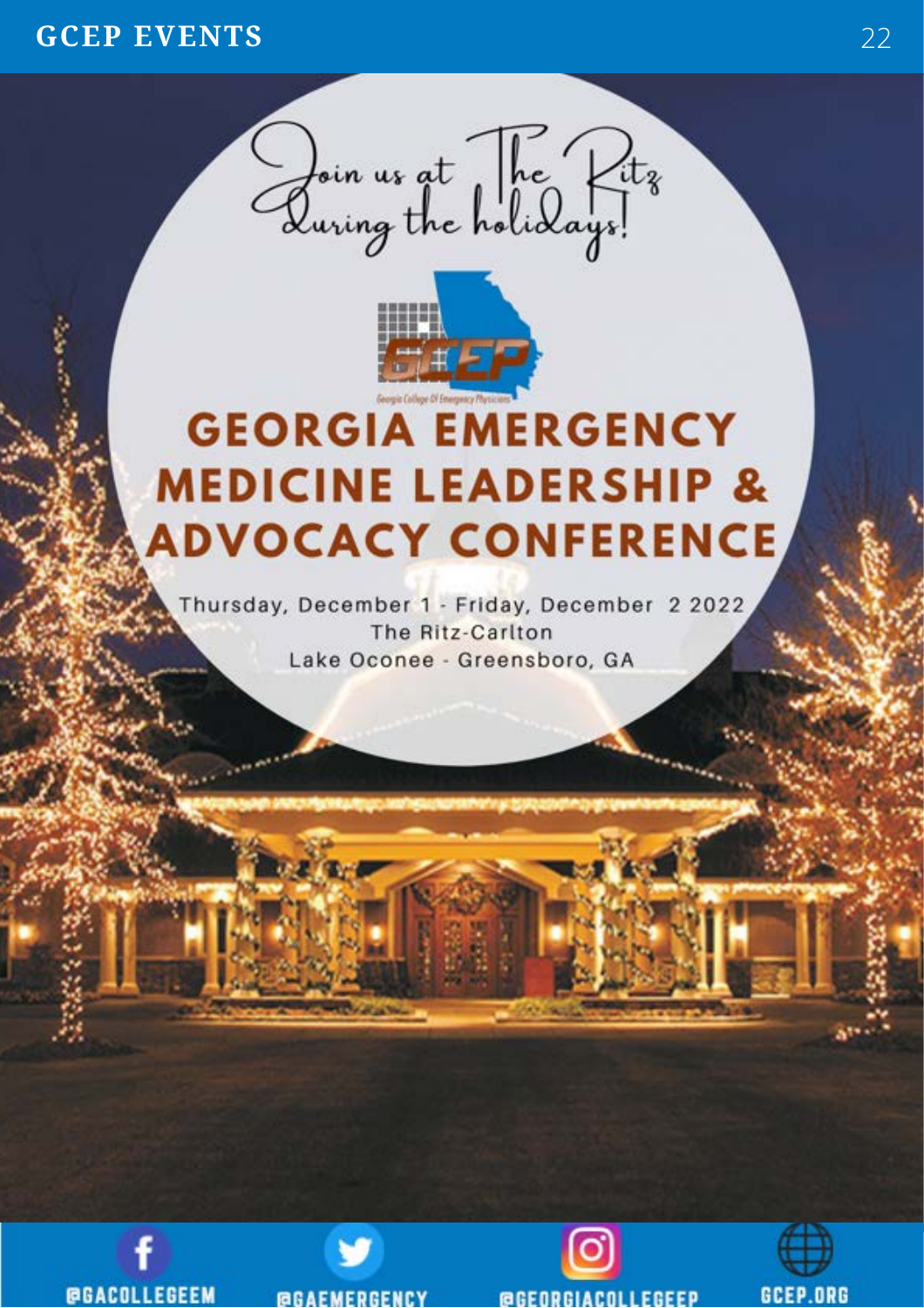Join us at The Ritz During the holidays!

Georgia College Of Emergency Physicians

# GEORGIA EMERGENCY MEDICINE LEADERSHIP & ADVOCACY CONFERENCE

Thursday, December 1 - Friday, December 2 2022
The Ritz-Carlton
Lake Oconee - Greensboro, GA

@GACOLLEGEEM @GAEMERGENCY @GEORGIACOLLEGEEP GCEP.ORG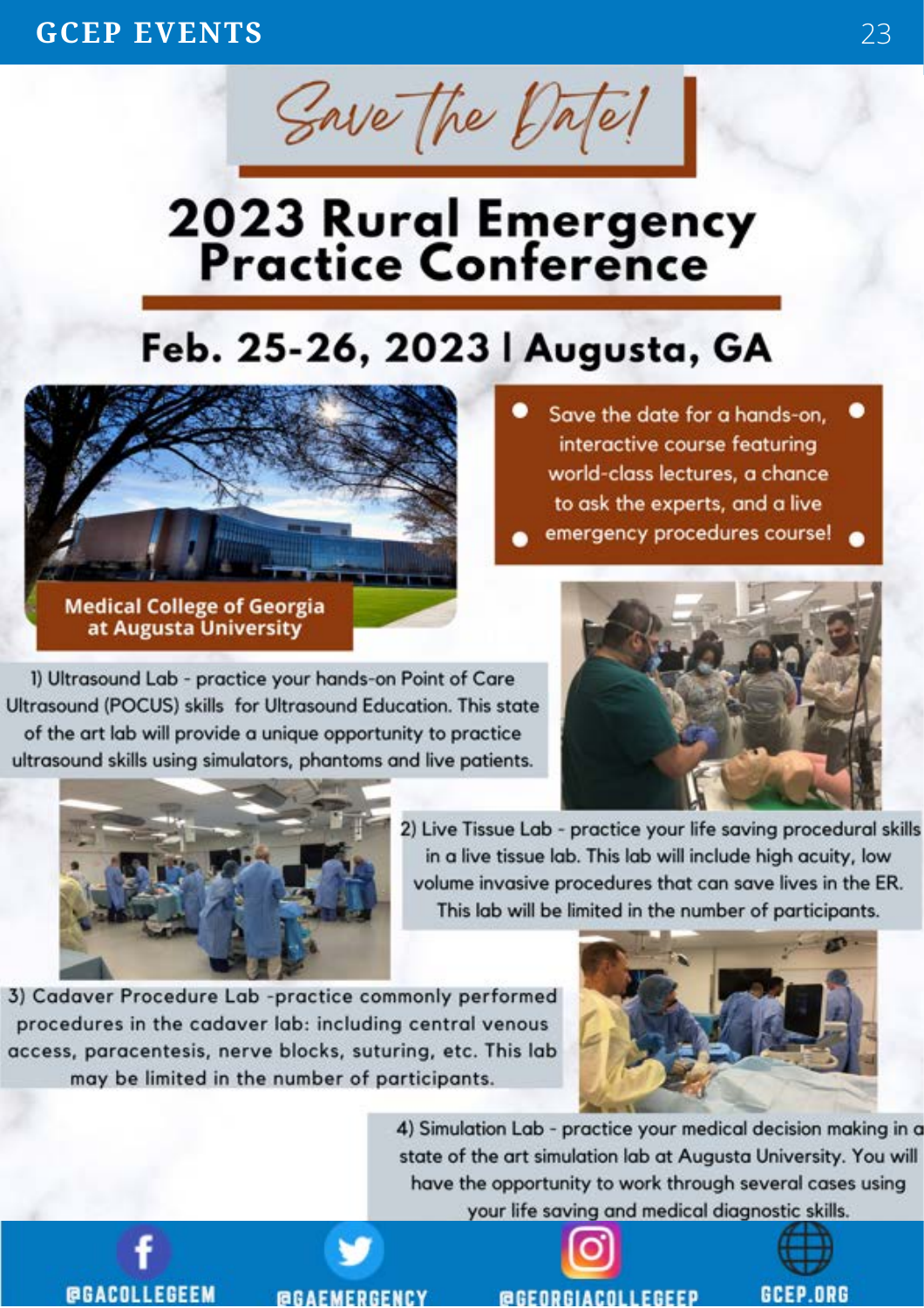# Save the Date!

## 2023 Rural Emergency Practice Conference

### Feb. 25-26, 2023 | Augusta, GA

Save the date for a hands-on, interactive course featuring world-class lectures, a chance to ask the experts, and a live emergency procedures course!

Medical College of Georgia at Augusta University

1) Ultrasound Lab - practice your hands-on Point of Care Ultrasound (POCUS) skills for Ultrasound Education. This state of the art lab will provide a unique opportunity to practice ultrasound skills using simulators, phantoms and live patients.

2) Live Tissue Lab - practice your life saving procedural skills in a live tissue lab. This lab will include high acuity, low volume invasive procedures that can save lives in the ER. This lab will be limited in the number of participants.

3) Cadaver Procedure Lab - practice commonly performed procedures in the cadaver lab: including central venous access, paracentesis, nerve blocks, suturing, etc. This lab may be limited in the number of participants.

4) Simulation Lab - practice your medical decision making in a state of the art simulation lab at Augusta University. You will have the opportunity to work through several cases using your life saving and medical diagnostic skills.

@GACOLLEGEEM @GAEMERGENCY @GEORGIACOLLEGEEP GCEP.ORG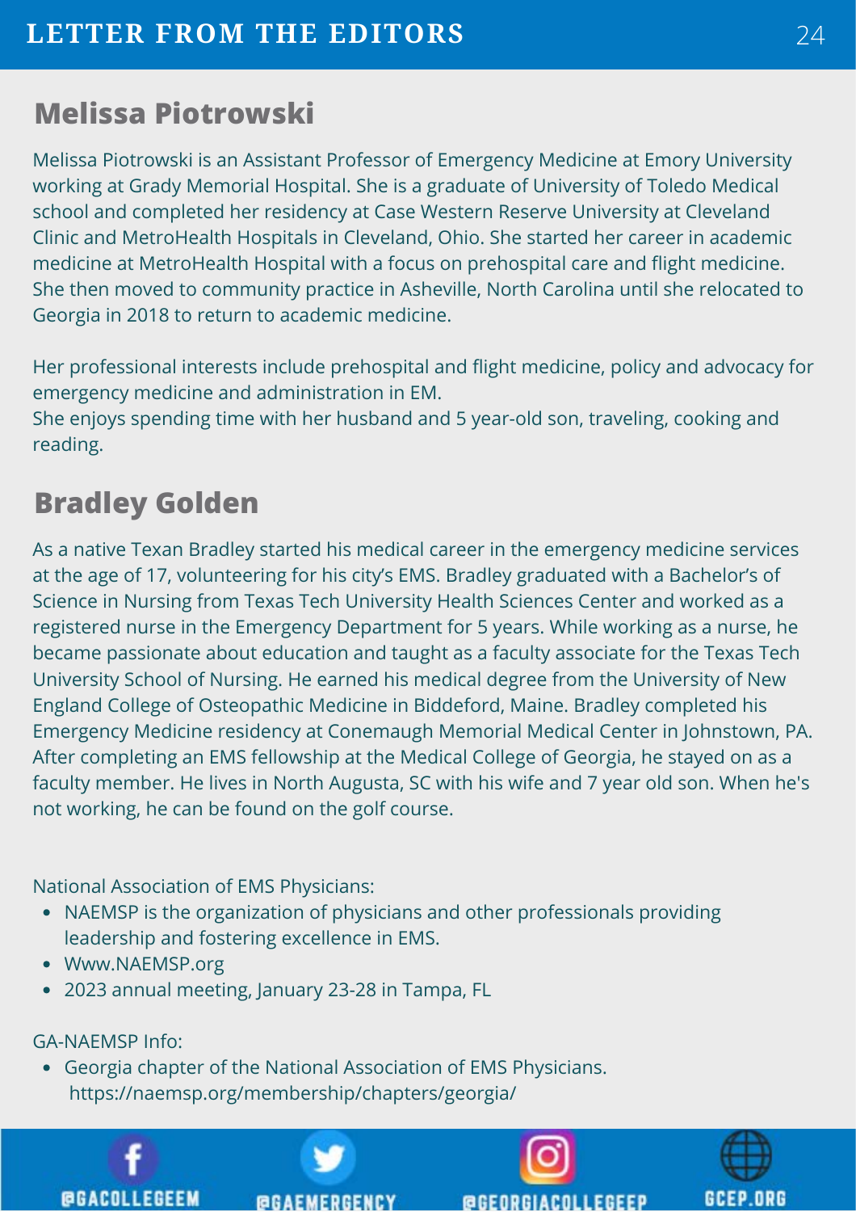## Melissa Piotrowski

Melissa Piotrowski is an Assistant Professor of Emergency Medicine at Emory University working at Grady Memorial Hospital. She is a graduate of University of Toledo Medical school and completed her residency at Case Western Reserve University at Cleveland Clinic and MetroHealth Hospitals in Cleveland, Ohio. She started her career in academic medicine at MetroHealth Hospital with a focus on prehospital care and flight medicine. She then moved to community practice in Asheville, North Carolina until she relocated to Georgia in 2018 to return to academic medicine.

Her professional interests include prehospital and flight medicine, policy and advocacy for emergency medicine and administration in EM.
She enjoys spending time with her husband and 5 year-old son, traveling, cooking and reading.

## Bradley Golden

As a native Texan Bradley started his medical career in the emergency medicine services at the age of 17, volunteering for his city's EMS. Bradley graduated with a Bachelor's of Science in Nursing from Texas Tech University Health Sciences Center and worked as a registered nurse in the Emergency Department for 5 years. While working as a nurse, he became passionate about education and taught as a faculty associate for the Texas Tech University School of Nursing. He earned his medical degree from the University of New England College of Osteopathic Medicine in Biddeford, Maine. Bradley completed his Emergency Medicine residency at Conemaugh Memorial Medical Center in Johnstown, PA. After completing an EMS fellowship at the Medical College of Georgia, he stayed on as a faculty member. He lives in North Augusta, SC with his wife and 7 year old son. When he's not working, he can be found on the golf course.

National Association of EMS Physicians:

- NAEMSP is the organization of physicians and other professionals providing leadership and fostering excellence in EMS.
- Www.NAEMSP.org
- 2023 annual meeting, January 23-28 in Tampa, FL

GA-NAEMSP Info:

- Georgia chapter of the National Association of EMS Physicians. https://naemsp.org/membership/chapters/georgia/

@GACOLLEGEEM @GAEMERGENCY @GEORGIACOLLEGEEP GCEP.ORG